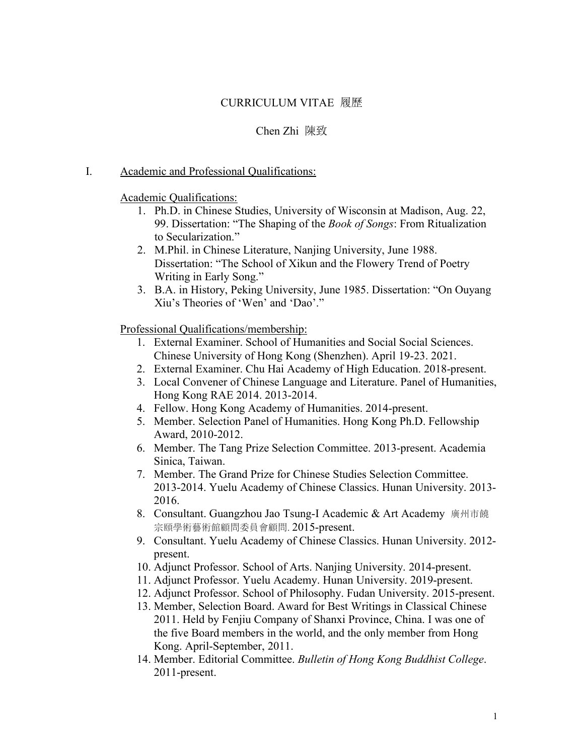# CURRICULUM VITAE 履歷

## Chen Zhi 陳致

I. Academic and Professional Qualifications:

Academic Qualifications:

1. Ph.D. in Chinese Studies, University of Wisconsin at Madison, Aug. 22, 99. Dissertation: "The Shaping of the *Book of Songs*: From Ritualization to Secularization."
2. M.Phil. in Chinese Literature, Nanjing University, June 1988. Dissertation: "The School of Xikun and the Flowery Trend of Poetry Writing in Early Song."
3. B.A. in History, Peking University, June 1985. Dissertation: "On Ouyang Xiu's Theories of 'Wen' and 'Dao'."

Professional Qualifications/membership:

1. External Examiner. School of Humanities and Social Social Sciences. Chinese University of Hong Kong (Shenzhen). April 19-23. 2021.
2. External Examiner. Chu Hai Academy of High Education. 2018-present.
3. Local Convener of Chinese Language and Literature. Panel of Humanities, Hong Kong RAE 2014. 2013-2014.
4. Fellow. Hong Kong Academy of Humanities. 2014-present.
5. Member. Selection Panel of Humanities. Hong Kong Ph.D. Fellowship Award, 2010-2012.
6. Member. The Tang Prize Selection Committee. 2013-present. Academia Sinica, Taiwan.
7. Member. The Grand Prize for Chinese Studies Selection Committee. 2013-2014. Yuelu Academy of Chinese Classics. Hunan University. 2013-2016.
8. Consultant. Guangzhou Jao Tsung-I Academic & Art Academy 廣州市饒宗頤學術藝術館顧問委員會顧問. 2015-present.
9. Consultant. Yuelu Academy of Chinese Classics. Hunan University. 2012-present.
10. Adjunct Professor. School of Arts. Nanjing University. 2014-present.
11. Adjunct Professor. Yuelu Academy. Hunan University. 2019-present.
12. Adjunct Professor. School of Philosophy. Fudan University. 2015-present.
13. Member, Selection Board. Award for Best Writings in Classical Chinese 2011. Held by Fenjiu Company of Shanxi Province, China. I was one of the five Board members in the world, and the only member from Hong Kong. April-September, 2011.
14. Member. Editorial Committee. *Bulletin of Hong Kong Buddhist College*. 2011-present.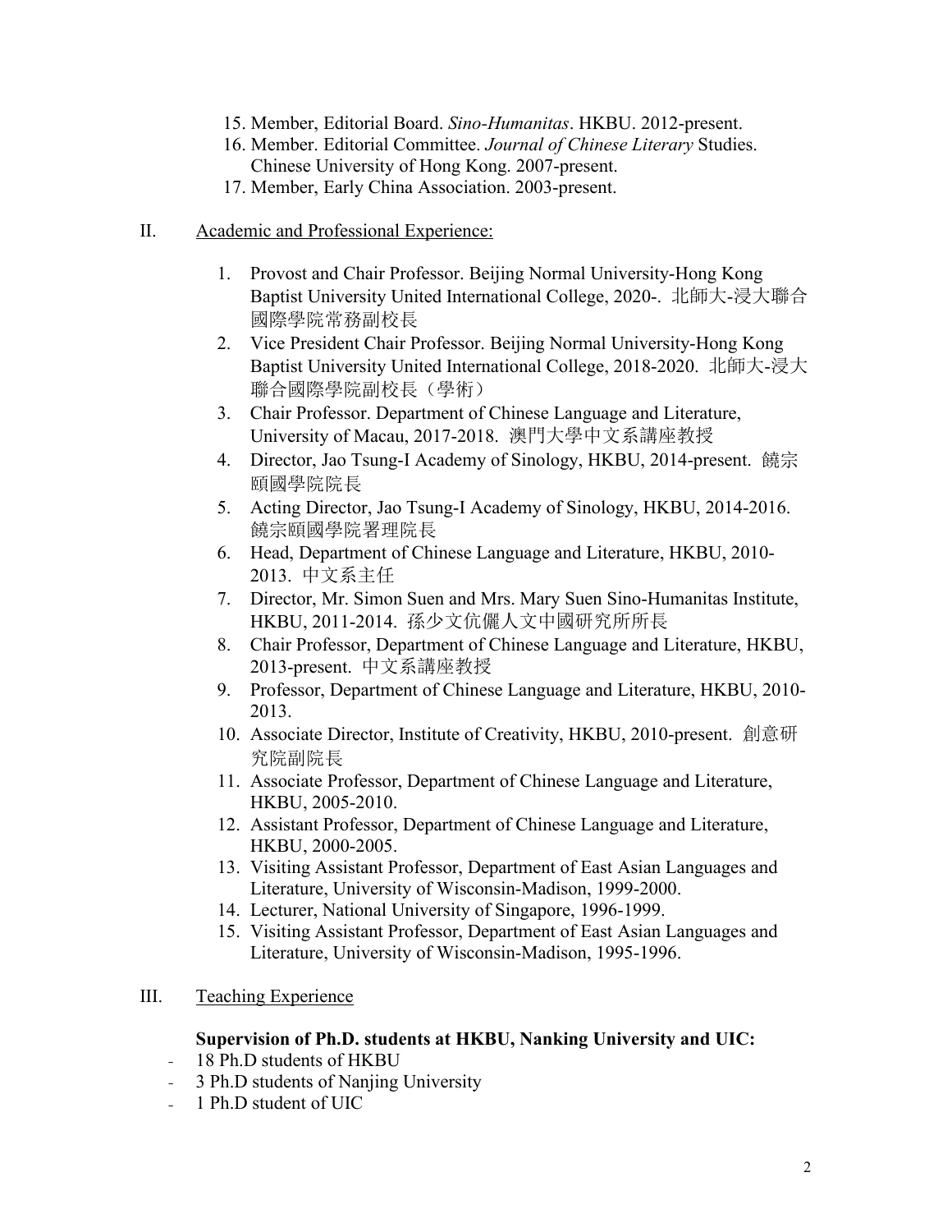15. Member, Editorial Board. *Sino-Humanitas*. HKBU. 2012-present.
16. Member. Editorial Committee. *Journal of Chinese Literary* Studies. Chinese University of Hong Kong. 2007-present.
17. Member, Early China Association. 2003-present.

## II. Academic and Professional Experience:

1. Provost and Chair Professor. Beijing Normal University-Hong Kong Baptist University United International College, 2020-. 北師大-浸大聯合國際學院常務副校長
2. Vice President Chair Professor. Beijing Normal University-Hong Kong Baptist University United International College, 2018-2020. 北師大-浸大聯合國際學院副校長（學術）
3. Chair Professor. Department of Chinese Language and Literature, University of Macau, 2017-2018. 澳門大學中文系講座教授
4. Director, Jao Tsung-I Academy of Sinology, HKBU, 2014-present. 饒宗頤國學院院長
5. Acting Director, Jao Tsung-I Academy of Sinology, HKBU, 2014-2016. 饒宗頤國學院署理院長
6. Head, Department of Chinese Language and Literature, HKBU, 2010-2013. 中文系主任
7. Director, Mr. Simon Suen and Mrs. Mary Suen Sino-Humanitas Institute, HKBU, 2011-2014. 孫少文伉儷人文中國研究所所長
8. Chair Professor, Department of Chinese Language and Literature, HKBU, 2013-present. 中文系講座教授
9. Professor, Department of Chinese Language and Literature, HKBU, 2010-2013.
10. Associate Director, Institute of Creativity, HKBU, 2010-present. 創意研究院副院長
11. Associate Professor, Department of Chinese Language and Literature, HKBU, 2005-2010.
12. Assistant Professor, Department of Chinese Language and Literature, HKBU, 2000-2005.
13. Visiting Assistant Professor, Department of East Asian Languages and Literature, University of Wisconsin-Madison, 1999-2000.
14. Lecturer, National University of Singapore, 1996-1999.
15. Visiting Assistant Professor, Department of East Asian Languages and Literature, University of Wisconsin-Madison, 1995-1996.

## III. Teaching Experience

**Supervision of Ph.D. students at HKBU, Nanking University and UIC:**

- 18 Ph.D students of HKBU
- 3 Ph.D students of Nanjing University
- 1 Ph.D student of UIC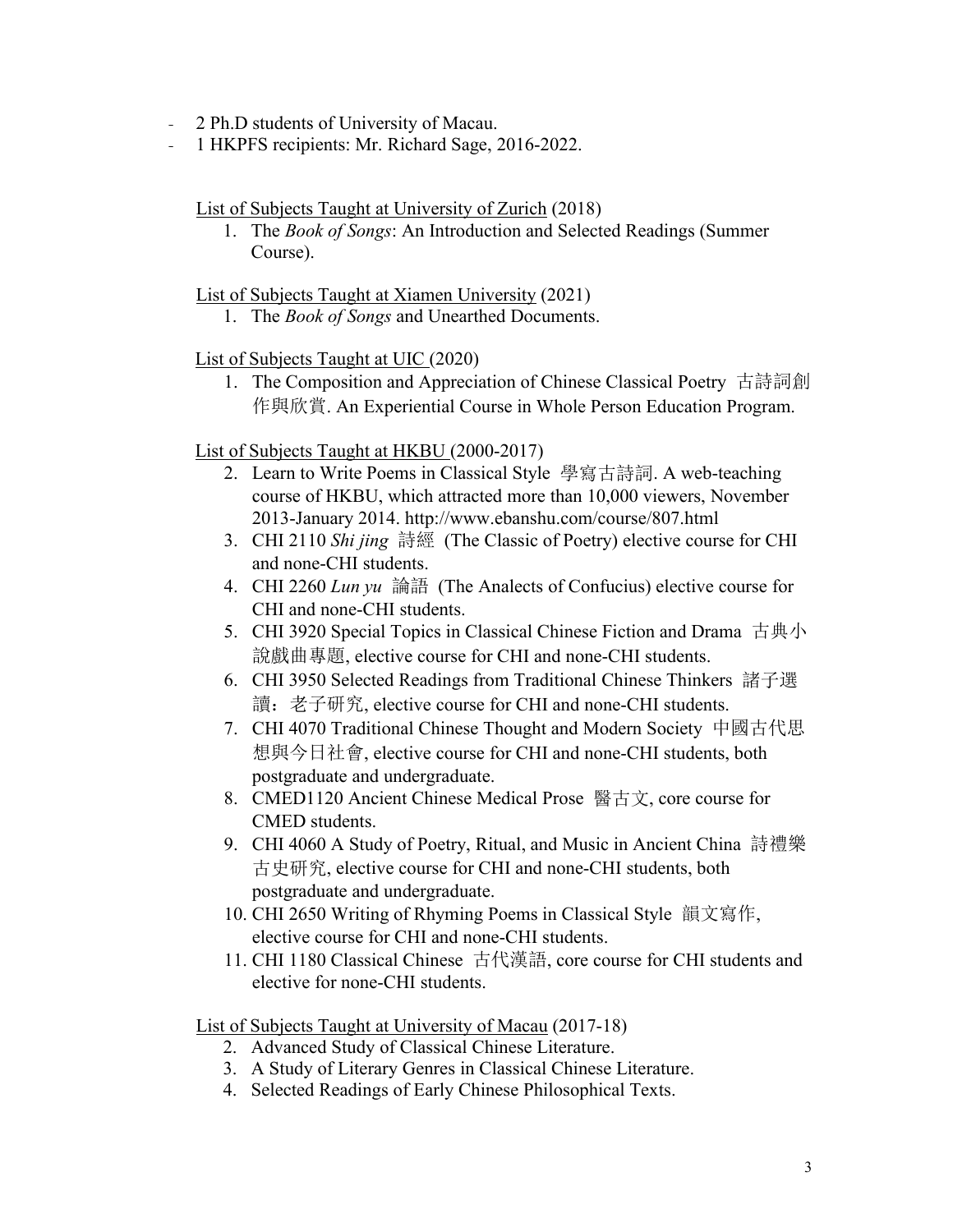- 2 Ph.D students of University of Macau.
- 1 HKPFS recipients: Mr. Richard Sage, 2016-2022.

List of Subjects Taught at University of Zurich (2018)

1. The *Book of Songs*: An Introduction and Selected Readings (Summer Course).

List of Subjects Taught at Xiamen University (2021)

1. The *Book of Songs* and Unearthed Documents.

List of Subjects Taught at UIC (2020)

1. The Composition and Appreciation of Chinese Classical Poetry 古詩詞創作與欣賞. An Experiential Course in Whole Person Education Program.

List of Subjects Taught at HKBU (2000-2017)

2. Learn to Write Poems in Classical Style 學寫古詩詞. A web-teaching course of HKBU, which attracted more than 10,000 viewers, November 2013-January 2014. http://www.ebanshu.com/course/807.html
3. CHI 2110 *Shi jing* 詩經 (The Classic of Poetry) elective course for CHI and none-CHI students.
4. CHI 2260 *Lun yu* 論語 (The Analects of Confucius) elective course for CHI and none-CHI students.
5. CHI 3920 Special Topics in Classical Chinese Fiction and Drama 古典小說戲曲專題, elective course for CHI and none-CHI students.
6. CHI 3950 Selected Readings from Traditional Chinese Thinkers 諸子選讀：老子研究, elective course for CHI and none-CHI students.
7. CHI 4070 Traditional Chinese Thought and Modern Society 中國古代思想與今日社會, elective course for CHI and none-CHI students, both postgraduate and undergraduate.
8. CMED1120 Ancient Chinese Medical Prose 醫古文, core course for CMED students.
9. CHI 4060 A Study of Poetry, Ritual, and Music in Ancient China 詩禮樂古史研究, elective course for CHI and none-CHI students, both postgraduate and undergraduate.
10. CHI 2650 Writing of Rhyming Poems in Classical Style 韻文寫作, elective course for CHI and none-CHI students.
11. CHI 1180 Classical Chinese 古代漢語, core course for CHI students and elective for none-CHI students.

List of Subjects Taught at University of Macau (2017-18)

2. Advanced Study of Classical Chinese Literature.
3. A Study of Literary Genres in Classical Chinese Literature.
4. Selected Readings of Early Chinese Philosophical Texts.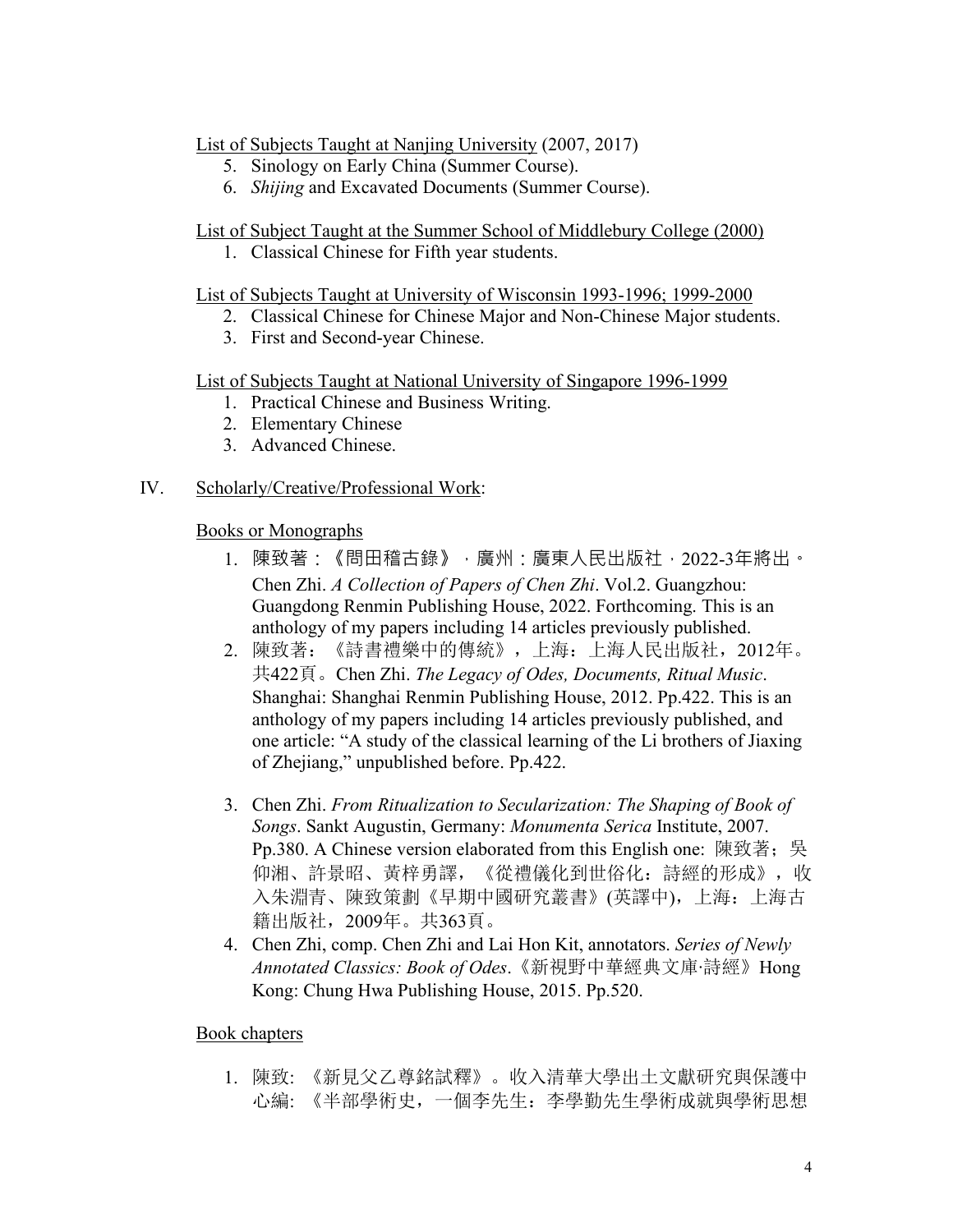List of Subjects Taught at Nanjing University (2007, 2017)

5. Sinology on Early China (Summer Course).
6. *Shijing* and Excavated Documents (Summer Course).

List of Subject Taught at the Summer School of Middlebury College (2000)

1. Classical Chinese for Fifth year students.

List of Subjects Taught at University of Wisconsin 1993-1996; 1999-2000

2. Classical Chinese for Chinese Major and Non-Chinese Major students.
3. First and Second-year Chinese.

List of Subjects Taught at National University of Singapore 1996-1999

1. Practical Chinese and Business Writing.
2. Elementary Chinese
3. Advanced Chinese.

IV. Scholarly/Creative/Professional Work:

Books or Monographs

1. 陳致著：《問田稽古錄》，廣州：廣東人民出版社，2022-3年將出。 Chen Zhi. *A Collection of Papers of Chen Zhi*. Vol.2. Guangzhou: Guangdong Renmin Publishing House, 2022. Forthcoming. This is an anthology of my papers including 14 articles previously published.
2. 陳致著：《詩書禮樂中的傳統》，上海：上海人民出版社，2012年。共422頁。Chen Zhi. *The Legacy of Odes, Documents, Ritual Music*. Shanghai: Shanghai Renmin Publishing House, 2012. Pp.422. This is an anthology of my papers including 14 articles previously published, and one article: "A study of the classical learning of the Li brothers of Jiaxing of Zhejiang," unpublished before. Pp.422.
3. Chen Zhi. *From Ritualization to Secularization: The Shaping of Book of Songs*. Sankt Augustin, Germany: *Monumenta Serica* Institute, 2007. Pp.380. A Chinese version elaborated from this English one: 陳致著；吳仰湘、許景昭、黃梓勇譯，《從禮儀化到世俗化：詩經的形成》，收入朱淵青、陳致策劃《早期中國研究叢書》(英譯中)，上海：上海古籍出版社，2009年。共363頁。
4. Chen Zhi, comp. Chen Zhi and Lai Hon Kit, annotators. *Series of Newly Annotated Classics: Book of Odes*.《新視野中華經典文庫·詩經》Hong Kong: Chung Hwa Publishing House, 2015. Pp.520.

Book chapters

1. 陳致: 《新見父乙尊銘試釋》。收入清華大學出土文獻研究與保護中心編: 《半部學術史，一個李先生：李學勤先生學術成就與學術思想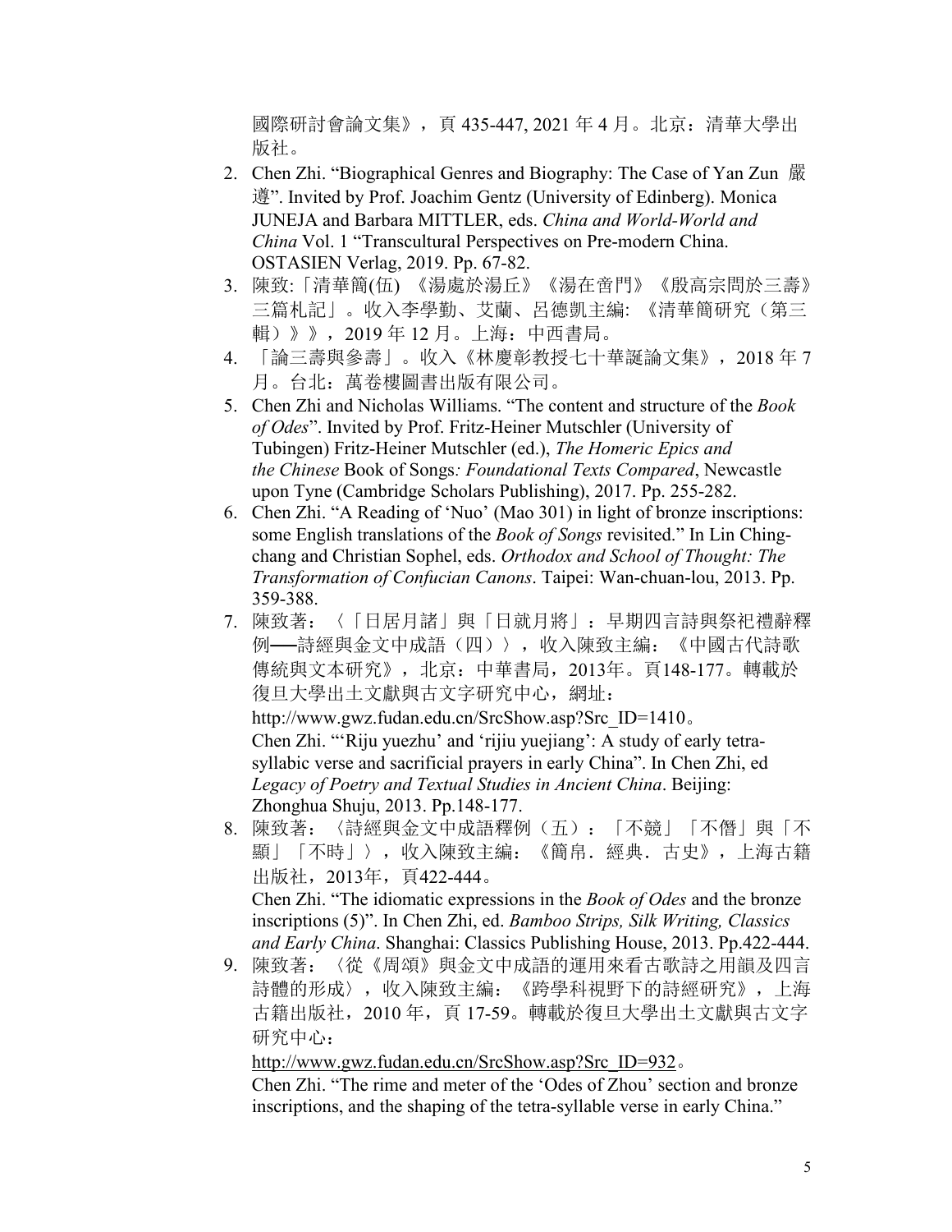國際研討會論文集》，頁 435-447, 2021 年 4 月。北京：清華大學出版社。

2. Chen Zhi. “Biographical Genres and Biography: The Case of Yan Zun 嚴遵”. Invited by Prof. Joachim Gentz (University of Edinberg). Monica JUNEJA and Barbara MITTLER, eds. *China and World-World and China* Vol. 1 “Transcultural Perspectives on Pre-modern China. OSTASIEN Verlag, 2019. Pp. 67-82.
3. 陳致:「清華簡(伍) 《湯處於湯丘》《湯在啻門》《殷高宗問於三壽》三篇札記」。收入李學勤、艾蘭、呂德凱主編: 《清華簡研究（第三輯）》》，2019 年 12 月。上海：中西書局。
4. 「論三壽與參壽」。收入《林慶彰教授七十華誕論文集》，2018 年 7 月。台北：萬卷樓圖書出版有限公司。
5. Chen Zhi and Nicholas Williams. “The content and structure of the *Book of Odes*”. Invited by Prof. Fritz-Heiner Mutschler (University of Tubingen) Fritz-Heiner Mutschler (ed.), *The Homeric Epics and the Chinese* Book of Songs*: Foundational Texts Compared*, Newcastle upon Tyne (Cambridge Scholars Publishing), 2017. Pp. 255-282.
6. Chen Zhi. “A Reading of ‘Nuo’ (Mao 301) in light of bronze inscriptions: some English translations of the *Book of Songs* revisited.” In Lin Ching-chang and Christian Sophel, eds. *Orthodox and School of Thought: The Transformation of Confucian Canons*. Taipei: Wan-chuan-lou, 2013. Pp. 359-388.
7. 陳致著：〈「日居月諸」與「日就月將」：早期四言詩與祭祀禮辭釋例──詩經與金文中成語（四）〉，收入陳致主編：《中國古代詩歌傳統與文本研究》，北京：中華書局，2013年。頁148-177。轉載於復旦大學出土文獻與古文字研究中心，網址：http://www.gwz.fudan.edu.cn/SrcShow.asp?Src_ID=1410。
   Chen Zhi. “‘Riju yuezhu’ and ‘rijiu yuejiang’: A study of early tetra-syllabic verse and sacrificial prayers in early China”. In Chen Zhi, ed *Legacy of Poetry and Textual Studies in Ancient China*. Beijing: Zhonghua Shuju, 2013. Pp.148-177.
8. 陳致著：〈詩經與金文中成語釋例（五）：「不競」「不僭」與「不顯」「不時」〉，收入陳致主編：《簡帛．經典．古史》，上海古籍出版社，2013年，頁422-444。
   Chen Zhi. “The idiomatic expressions in the *Book of Odes* and the bronze inscriptions (5)”. In Chen Zhi, ed. *Bamboo Strips, Silk Writing, Classics and Early China*. Shanghai: Classics Publishing House, 2013. Pp.422-444.
9. 陳致著：〈從《周頌》與金文中成語的運用來看古歌詩之用韻及四言詩體的形成〉，收入陳致主編：《跨學科視野下的詩經研究》，上海古籍出版社，2010 年，頁 17-59。轉載於復旦大學出土文獻與古文字研究中心：http://www.gwz.fudan.edu.cn/SrcShow.asp?Src_ID=932。
   Chen Zhi. “The rime and meter of the ‘Odes of Zhou’ section and bronze inscriptions, and the shaping of the tetra-syllable verse in early China.”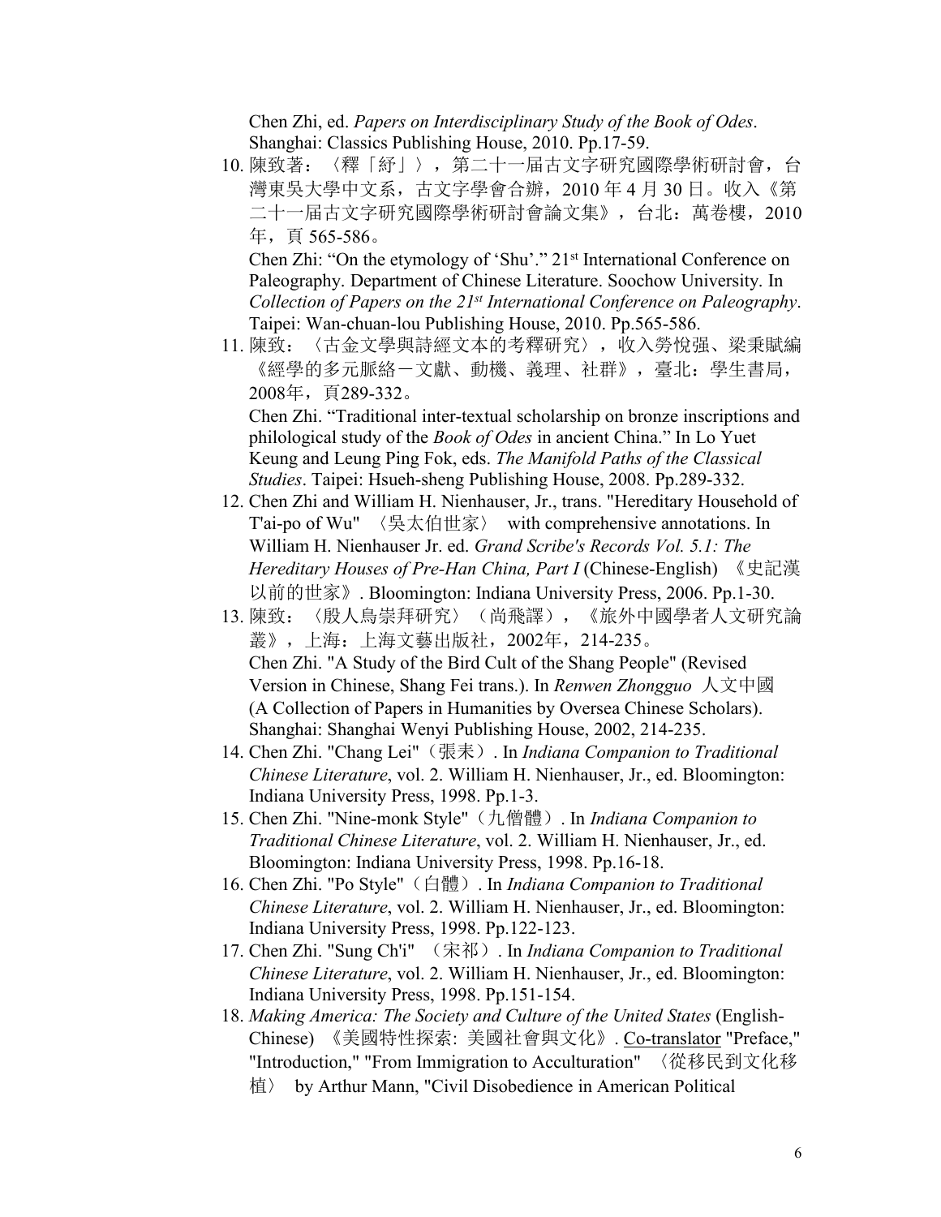Chen Zhi, ed. *Papers on Interdisciplinary Study of the Book of Odes*. Shanghai: Classics Publishing House, 2010. Pp.17-59.

10. 陳致著：〈釋「紓」〉，第二十一屆古文字研究國際學術研討會，台灣東吳大學中文系，古文字學會合辦，2010 年 4 月 30 日。收入《第二十一屆古文字研究國際學術研討會論文集》，台北：萬卷樓，2010 年，頁 565-586。
    Chen Zhi: "On the etymology of 'Shu'." 21st International Conference on Paleography. Department of Chinese Literature. Soochow University. In *Collection of Papers on the 21st International Conference on Paleography*. Taipei: Wan-chuan-lou Publishing House, 2010. Pp.565-586.
11. 陳致：〈古金文學與詩經文本的考釋研究〉，收入勞悅强、梁秉賦編《經學的多元脈絡－文獻、動機、義理、社群》，臺北：學生書局，2008年，頁289-332。
    Chen Zhi. "Traditional inter-textual scholarship on bronze inscriptions and philological study of the *Book of Odes* in ancient China." In Lo Yuet Keung and Leung Ping Fok, eds. *The Manifold Paths of the Classical Studies*. Taipei: Hsueh-sheng Publishing House, 2008. Pp.289-332.
12. Chen Zhi and William H. Nienhauser, Jr., trans. "Hereditary Household of T'ai-po of Wu" 〈吳太伯世家〉 with comprehensive annotations. In William H. Nienhauser Jr. ed. *Grand Scribe's Records Vol. 5.1: The Hereditary Houses of Pre-Han China, Part I* (Chinese-English) 《史記漢以前的世家》. Bloomington: Indiana University Press, 2006. Pp.1-30.
13. 陳致：〈殷人鳥崇拜研究〉（尚飛譯），《旅外中國學者人文研究論叢》，上海：上海文藝出版社，2002年，214-235。
    Chen Zhi. "A Study of the Bird Cult of the Shang People" (Revised Version in Chinese, Shang Fei trans.). In *Renwen Zhongguo* 人文中國 (A Collection of Papers in Humanities by Oversea Chinese Scholars). Shanghai: Shanghai Wenyi Publishing House, 2002, 214-235.
14. Chen Zhi. "Chang Lei"（張耒）. In *Indiana Companion to Traditional Chinese Literature*, vol. 2. William H. Nienhauser, Jr., ed. Bloomington: Indiana University Press, 1998. Pp.1-3.
15. Chen Zhi. "Nine-monk Style"（九僧體）. In *Indiana Companion to Traditional Chinese Literature*, vol. 2. William H. Nienhauser, Jr., ed. Bloomington: Indiana University Press, 1998. Pp.16-18.
16. Chen Zhi. "Po Style"（白體）. In *Indiana Companion to Traditional Chinese Literature*, vol. 2. William H. Nienhauser, Jr., ed. Bloomington: Indiana University Press, 1998. Pp.122-123.
17. Chen Zhi. "Sung Ch'i" （宋祁）. In *Indiana Companion to Traditional Chinese Literature*, vol. 2. William H. Nienhauser, Jr., ed. Bloomington: Indiana University Press, 1998. Pp.151-154.
18. *Making America: The Society and Culture of the United States* (English-Chinese) 《美國特性探索: 美國社會與文化》. Co-translator "Preface," "Introduction," "From Immigration to Acculturation" 〈從移民到文化移植〉 by Arthur Mann, "Civil Disobedience in American Political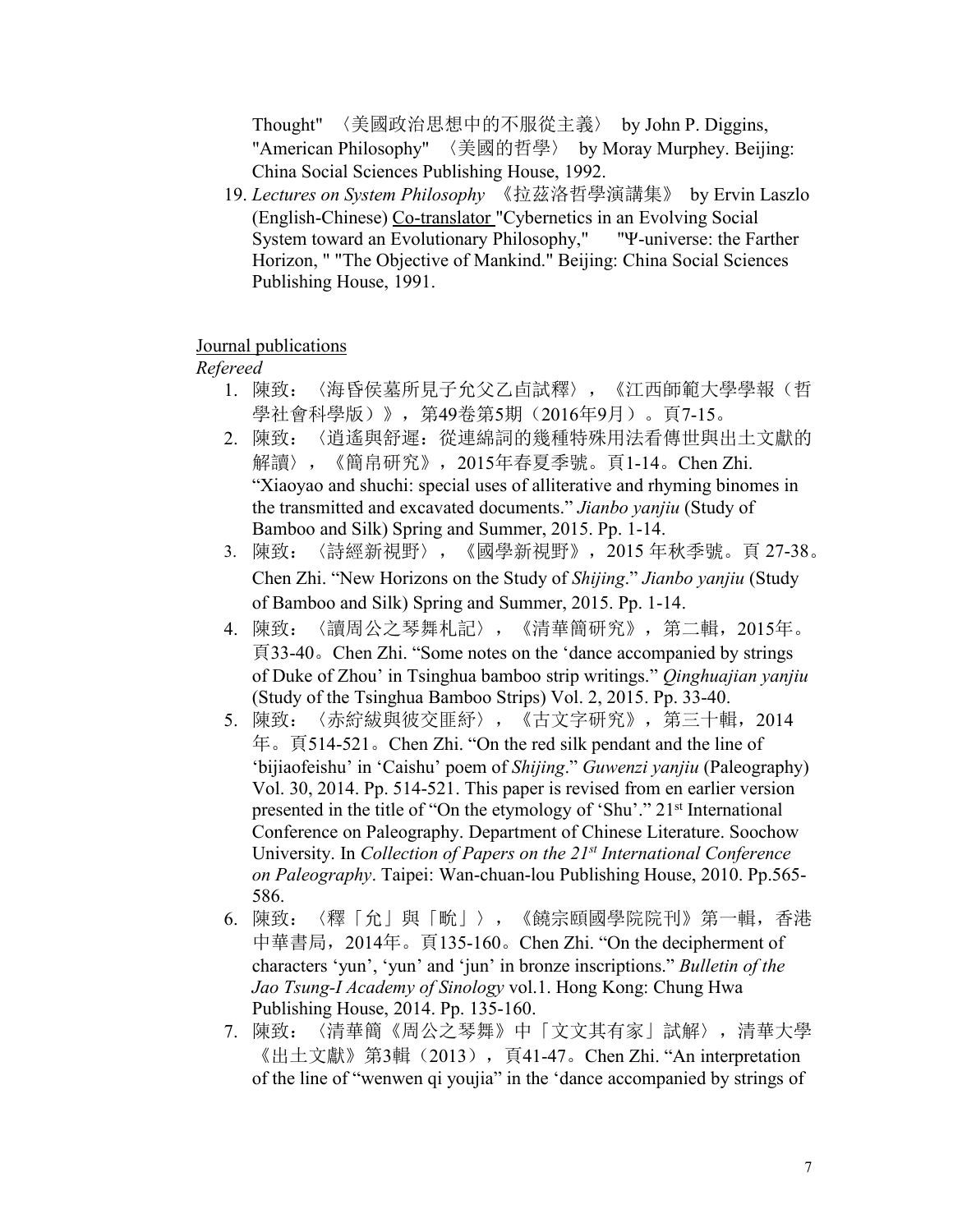Thought" 〈美國政治思想中的不服從主義〉 by John P. Diggins, "American Philosophy" 〈美國的哲學〉 by Moray Murphey. Beijing: China Social Sciences Publishing House, 1992.

19. *Lectures on System Philosophy* 《拉茲洛哲學演講集》 by Ervin Laszlo (English-Chinese) Co-translator "Cybernetics in an Evolving Social System toward an Evolutionary Philosophy," "Ψ-universe: the Farther Horizon, " "The Objective of Mankind." Beijing: China Social Sciences Publishing House, 1991.

Journal publications

*Refereed*

1. 陳致：〈海昏侯墓所見子允父乙卣試釋〉，《江西師範大學學報（哲學社會科學版）》，第49卷第5期（2016年9月）。頁7-15。
2. 陳致：〈逍遙與舒遲：從連綿詞的幾種特殊用法看傳世與出土文獻的解讀〉，《簡帛研究》，2015年春夏季號。頁1-14。Chen Zhi. "Xiaoyao and shuchi: special uses of alliterative and rhyming binomes in the transmitted and excavated documents." *Jianbo yanjiu* (Study of Bamboo and Silk) Spring and Summer, 2015. Pp. 1-14.
3. 陳致：〈詩經新視野〉，《國學新視野》，2015 年秋季號。頁 27-38。Chen Zhi. "New Horizons on the Study of *Shijing*." *Jianbo yanjiu* (Study of Bamboo and Silk) Spring and Summer, 2015. Pp. 1-14.
4. 陳致：〈讀周公之琴舞札記〉，《清華簡研究》，第二輯，2015年。頁33-40。Chen Zhi. "Some notes on the 'dance accompanied by strings of Duke of Zhou' in Tsinghua bamboo strip writings." *Qinghuajian yanjiu* (Study of the Tsinghua Bamboo Strips) Vol. 2, 2015. Pp. 33-40.
5. 陳致：〈赤紵紱與彼交匪紓〉，《古文字研究》，第三十輯，2014年。頁514-521。Chen Zhi. "On the red silk pendant and the line of 'bijiaofeishu' in 'Caishu' poem of *Shijing*." *Guwenzi yanjiu* (Paleography) Vol. 30, 2014. Pp. 514-521. This paper is revised from en earlier version presented in the title of "On the etymology of 'Shu'." 21st International Conference on Paleography. Department of Chinese Literature. Soochow University. In *Collection of Papers on the 21st International Conference on Paleography*. Taipei: Wan-chuan-lou Publishing House, 2010. Pp.565-586.
6. 陳致：〈釋「允」與「畯」〉，《饒宗頤國學院院刊》第一輯，香港中華書局，2014年。頁135-160。Chen Zhi. "On the decipherment of characters 'yun', 'yun' and 'jun' in bronze inscriptions." *Bulletin of the Jao Tsung-I Academy of Sinology* vol.1. Hong Kong: Chung Hwa Publishing House, 2014. Pp. 135-160.
7. 陳致：〈清華簡《周公之琴舞》中「文文其有家」試解〉，清華大學《出土文獻》第3輯（2013），頁41-47。Chen Zhi. "An interpretation of the line of "wenwen qi youjia" in the 'dance accompanied by strings of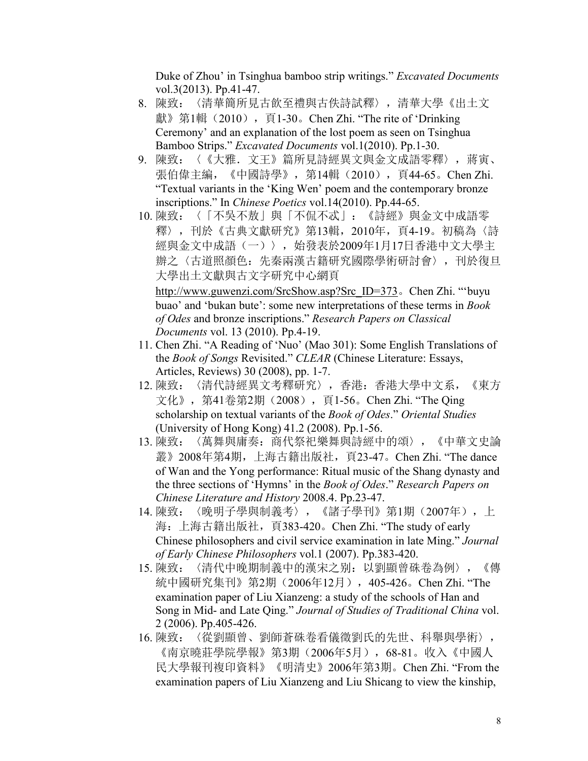Duke of Zhou' in Tsinghua bamboo strip writings." *Excavated Documents* vol.3(2013). Pp.41-47.

8. 陳致：〈清華簡所見古飲至禮與古佚詩試釋〉，清華大學《出土文獻》第1輯（2010），頁1-30。Chen Zhi. "The rite of 'Drinking Ceremony' and an explanation of the lost poem as seen on Tsinghua Bamboo Strips." *Excavated Documents* vol.1(2010). Pp.1-30.
9. 陳致：〈《大雅．文王》篇所見詩經異文與金文成語零釋〉，蔣寅、張伯偉主編，《中國詩學》，第14輯（2010），頁44-65。Chen Zhi. "Textual variants in the 'King Wen' poem and the contemporary bronze inscriptions." In *Chinese Poetics* vol.14(2010). Pp.44-65.
10. 陳致：〈「不吳不敖」與「不侃不忒」：《詩經》與金文中成語零釋〉，刊於《古典文獻研究》第13輯，2010年，頁4-19。初稿為〈詩經與金文中成語（一）〉，始發表於2009年1月17日香港中文大學主辦之〈古道照顏色：先秦兩漢古籍研究國際學術研討會〉，刊於復旦大學出土文獻與古文字研究中心網頁 http://www.guwenzi.com/SrcShow.asp?Src_ID=373。Chen Zhi. "'buyu buao' and 'bukan bute': some new interpretations of these terms in *Book of Odes* and bronze inscriptions." *Research Papers on Classical Documents* vol. 13 (2010). Pp.4-19.
11. Chen Zhi. "A Reading of 'Nuo' (Mao 301): Some English Translations of the *Book of Songs* Revisited." *CLEAR* (Chinese Literature: Essays, Articles, Reviews) 30 (2008), pp. 1-7.
12. 陳致：〈清代詩經異文考釋研究〉，香港：香港大學中文系，《東方文化》，第41卷第2期（2008），頁1-56。Chen Zhi. "The Qing scholarship on textual variants of the *Book of Odes*." *Oriental Studies* (University of Hong Kong) 41.2 (2008). Pp.1-56.
13. 陳致：〈萬舞與庸奏：商代祭祀樂舞與詩經中的頌〉，《中華文史論叢》2008年第4期，上海古籍出版社，頁23-47。Chen Zhi. "The dance of Wan and the Yong performance: Ritual music of the Shang dynasty and the three sections of 'Hymns' in the *Book of Odes*." *Research Papers on Chinese Literature and History* 2008.4. Pp.23-47.
14. 陳致：〈晚明子學與制義考〉，《諸子學刊》第1期（2007年），上海：上海古籍出版社，頁383-420。Chen Zhi. "The study of early Chinese philosophers and civil service examination in late Ming." *Journal of Early Chinese Philosophers* vol.1 (2007). Pp.383-420.
15. 陳致：〈清代中晚期制義中的漢宋之別：以劉顯曾硃卷為例〉，《傳統中國研究集刊》第2期（2006年12月），405-426。Chen Zhi. "The examination paper of Liu Xianzeng: a study of the schools of Han and Song in Mid- and Late Qing." *Journal of Studies of Traditional China* vol. 2 (2006). Pp.405-426.
16. 陳致：〈從劉顯曾、劉師蒼硃卷看儀徵劉氏的先世、科舉與學術〉，《南京曉莊學院學報》第3期（2006年5月），68-81。收入《中國人民大學報刊複印資料》《明清史》2006年第3期。Chen Zhi. "From the examination papers of Liu Xianzeng and Liu Shicang to view the kinship,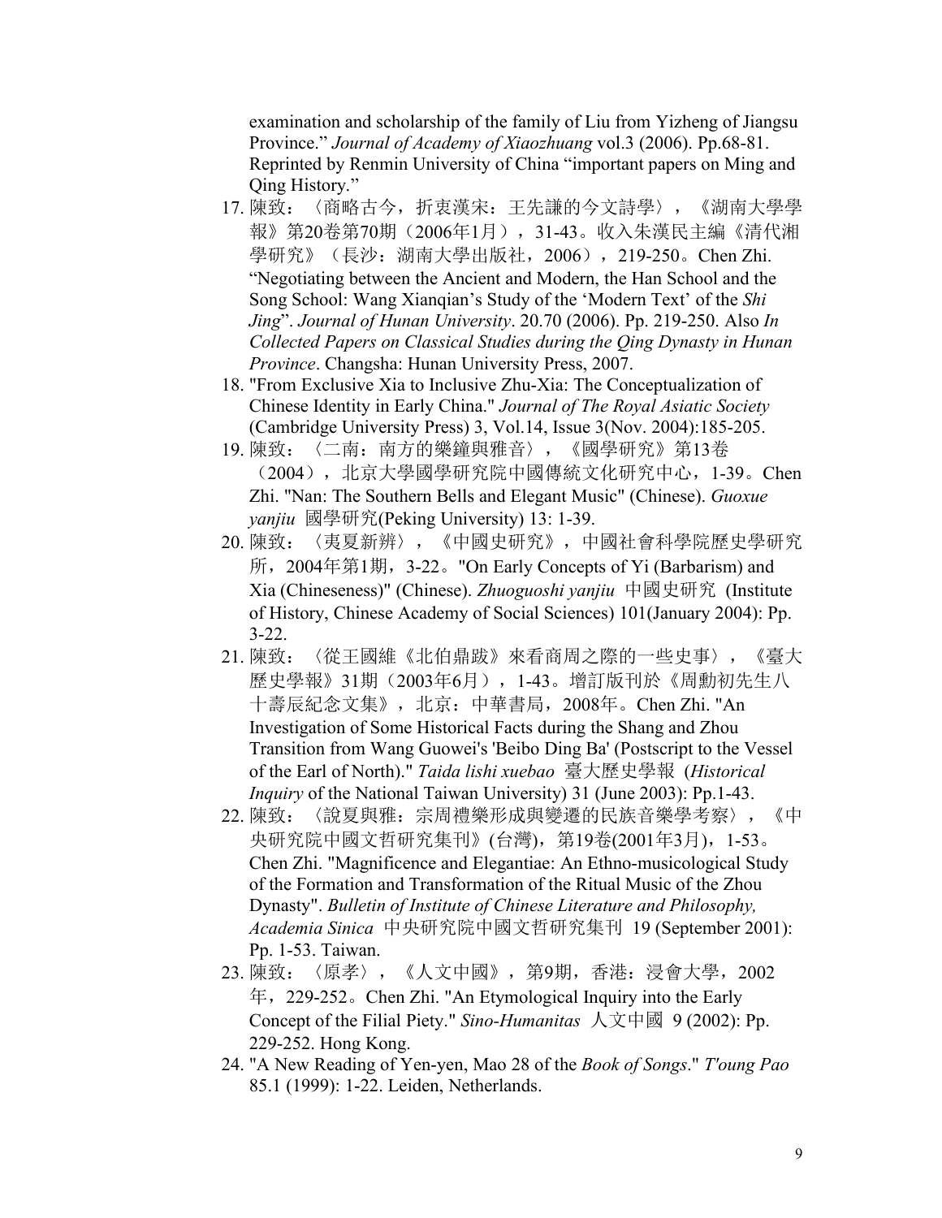examination and scholarship of the family of Liu from Yizheng of Jiangsu Province." *Journal of Academy of Xiaozhuang* vol.3 (2006). Pp.68-81. Reprinted by Renmin University of China "important papers on Ming and Qing History."

17. 陳致：〈商略古今，折衷漢宋：王先謙的今文詩學〉，《湖南大學學報》第20卷第70期（2006年1月），31-43。收入朱漢民主編《清代湘學研究》（長沙：湖南大學出版社，2006），219-250。Chen Zhi. "Negotiating between the Ancient and Modern, the Han School and the Song School: Wang Xianqian's Study of the 'Modern Text' of the *Shi Jing*". *Journal of Hunan University*. 20.70 (2006). Pp. 219-250. Also *In Collected Papers on Classical Studies during the Qing Dynasty in Hunan Province*. Changsha: Hunan University Press, 2007.
18. "From Exclusive Xia to Inclusive Zhu-Xia: The Conceptualization of Chinese Identity in Early China." *Journal of The Royal Asiatic Society* (Cambridge University Press) 3, Vol.14, Issue 3(Nov. 2004):185-205.
19. 陳致：〈二南：南方的樂鐘與雅音〉，《國學研究》第13卷（2004），北京大學國學研究院中國傳統文化研究中心，1-39。Chen Zhi. "Nan: The Southern Bells and Elegant Music" (Chinese). *Guoxue yanjiu* 國學研究(Peking University) 13: 1-39.
20. 陳致：〈夷夏新辨〉，《中國史研究》，中國社會科學院歷史學研究所，2004年第1期，3-22。"On Early Concepts of Yi (Barbarism) and Xia (Chineseness)" (Chinese). *Zhuoguoshi yanjiu* 中國史研究 (Institute of History, Chinese Academy of Social Sciences) 101(January 2004): Pp. 3-22.
21. 陳致：〈從王國維《北伯鼎跋》來看商周之際的一些史事〉，《臺大歷史學報》31期（2003年6月），1-43。增訂版刊於《周勳初先生八十壽辰紀念文集》，北京：中華書局，2008年。Chen Zhi. "An Investigation of Some Historical Facts during the Shang and Zhou Transition from Wang Guowei's 'Beibo Ding Ba' (Postscript to the Vessel of the Earl of North)." *Taida lishi xuebao* 臺大歷史學報 (*Historical Inquiry* of the National Taiwan University) 31 (June 2003): Pp.1-43.
22. 陳致：〈說夏與雅：宗周禮樂形成與變遷的民族音樂學考察〉，《中央研究院中國文哲研究集刊》(台灣)，第19卷(2001年3月)，1-53。Chen Zhi. "Magnificence and Elegantiae: An Ethno-musicological Study of the Formation and Transformation of the Ritual Music of the Zhou Dynasty". *Bulletin of Institute of Chinese Literature and Philosophy, Academia Sinica* 中央研究院中國文哲研究集刊 19 (September 2001): Pp. 1-53. Taiwan.
23. 陳致：〈原孝〉，《人文中國》，第9期，香港：浸會大學，2002年，229-252。Chen Zhi. "An Etymological Inquiry into the Early Concept of the Filial Piety." *Sino-Humanitas* 人文中國 9 (2002): Pp. 229-252. Hong Kong.
24. "A New Reading of Yen-yen, Mao 28 of the *Book of Songs*." *T'oung Pao* 85.1 (1999): 1-22. Leiden, Netherlands.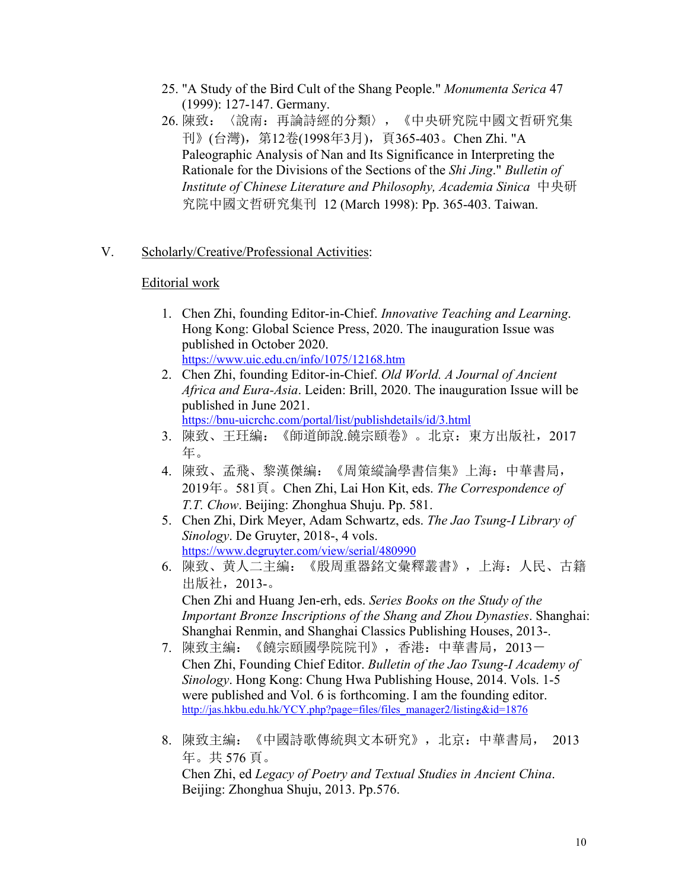25. "A Study of the Bird Cult of the Shang People." *Monumenta Serica* 47 (1999): 127-147. Germany.
26. 陳致：〈說南：再論詩經的分類〉，《中央研究院中國文哲研究集刊》(台灣)，第12卷(1998年3月)，頁365-403。Chen Zhi. "A Paleographic Analysis of Nan and Its Significance in Interpreting the Rationale for the Divisions of the Sections of the *Shi Jing*." *Bulletin of Institute of Chinese Literature and Philosophy, Academia Sinica* 中央研究院中國文哲研究集刊 12 (March 1998): Pp. 365-403. Taiwan.

V. Scholarly/Creative/Professional Activities:

Editorial work

1. Chen Zhi, founding Editor-in-Chief. *Innovative Teaching and Learning*. Hong Kong: Global Science Press, 2020. The inauguration Issue was published in October 2020.
   https://www.uic.edu.cn/info/1075/12168.htm
2. Chen Zhi, founding Editor-in-Chief. *Old World. A Journal of Ancient Africa and Eura-Asia*. Leiden: Brill, 2020. The inauguration Issue will be published in June 2021.
   https://bnu-uicrchc.com/portal/list/publishdetails/id/3.html
3. 陳致、王玨編：《師道師說.饒宗頤卷》。北京：東方出版社，2017年。
4. 陳致、孟飛、黎漢傑編：《周策縱論學書信集》上海：中華書局，2019年。581頁。Chen Zhi, Lai Hon Kit, eds. *The Correspondence of T.T. Chow*. Beijing: Zhonghua Shuju. Pp. 581.
5. Chen Zhi, Dirk Meyer, Adam Schwartz, eds. *The Jao Tsung-I Library of Sinology*. De Gruyter, 2018-, 4 vols.
   https://www.degruyter.com/view/serial/480990
6. 陳致、黃人二主編：《殷周重器銘文彙釋叢書》，上海：人民、古籍出版社，2013-。
   Chen Zhi and Huang Jen-erh, eds. *Series Books on the Study of the Important Bronze Inscriptions of the Shang and Zhou Dynasties*. Shanghai: Shanghai Renmin, and Shanghai Classics Publishing Houses, 2013-.
7. 陳致主編：《饒宗頤國學院院刊》，香港：中華書局，2013－
   Chen Zhi, Founding Chief Editor. *Bulletin of the Jao Tsung-I Academy of Sinology*. Hong Kong: Chung Hwa Publishing House, 2014. Vols. 1-5 were published and Vol. 6 is forthcoming. I am the founding editor.
   http://jas.hkbu.edu.hk/YCY.php?page=files/files_manager2/listing&id=1876
8. 陳致主編：《中國詩歌傳統與文本研究》，北京：中華書局， 2013年。共 576 頁。
   Chen Zhi, ed *Legacy of Poetry and Textual Studies in Ancient China*. Beijing: Zhonghua Shuju, 2013. Pp.576.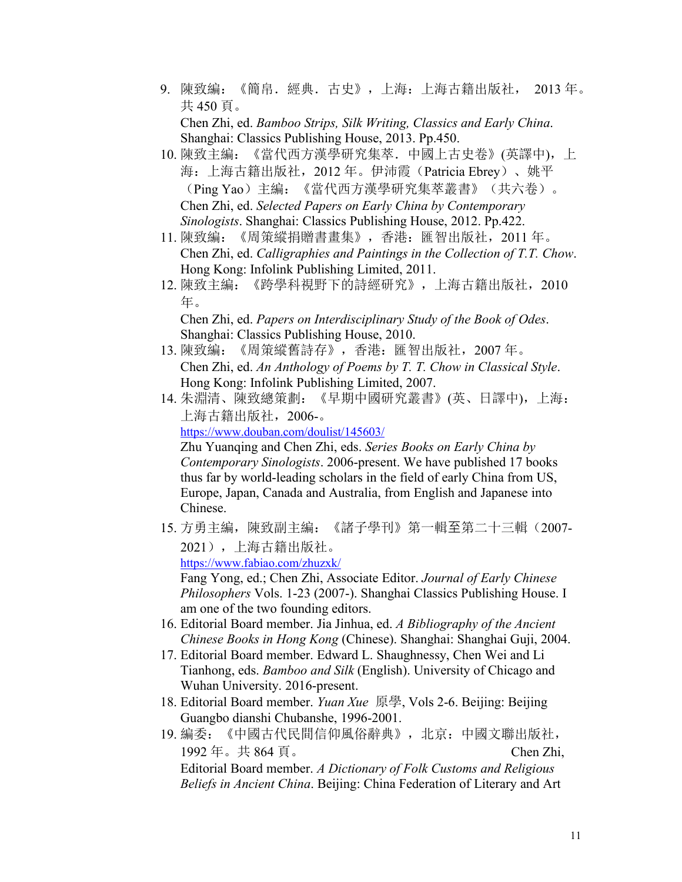9. 陳致編：《簡帛．經典．古史》，上海：上海古籍出版社， 2013 年。共 450 頁。
   Chen Zhi, ed. *Bamboo Strips, Silk Writing, Classics and Early China*. Shanghai: Classics Publishing House, 2013. Pp.450.
10. 陳致主編：《當代西方漢學研究集萃．中國上古史卷》(英譯中)，上海：上海古籍出版社，2012 年。伊沛霞（Patricia Ebrey）、姚平（Ping Yao）主編：《當代西方漢學研究集萃叢書》（共六卷）。
    Chen Zhi, ed. *Selected Papers on Early China by Contemporary Sinologists*. Shanghai: Classics Publishing House, 2012. Pp.422.
11. 陳致編：《周策縱捐贈書畫集》，香港：匯智出版社，2011 年。
    Chen Zhi, ed. *Calligraphies and Paintings in the Collection of T.T. Chow*. Hong Kong: Infolink Publishing Limited, 2011.
12. 陳致主編：《跨學科視野下的詩經研究》，上海古籍出版社，2010 年。
    Chen Zhi, ed. *Papers on Interdisciplinary Study of the Book of Odes*. Shanghai: Classics Publishing House, 2010.
13. 陳致編：《周策縱舊詩存》，香港：匯智出版社，2007 年。
    Chen Zhi, ed. *An Anthology of Poems by T. T. Chow in Classical Style*. Hong Kong: Infolink Publishing Limited, 2007.
14. 朱淵清、陳致總策劃：《早期中國研究叢書》(英、日譯中)，上海：上海古籍出版社，2006-。
    https://www.douban.com/doulist/145603/
    Zhu Yuanqing and Chen Zhi, eds. *Series Books on Early China by Contemporary Sinologists*. 2006-present. We have published 17 books thus far by world-leading scholars in the field of early China from US, Europe, Japan, Canada and Australia, from English and Japanese into Chinese.
15. 方勇主編，陳致副主編：《諸子學刊》第一輯至第二十三輯（2007-2021），上海古籍出版社。
    https://www.fabiao.com/zhuzxk/
    Fang Yong, ed.; Chen Zhi, Associate Editor. *Journal of Early Chinese Philosophers* Vols. 1-23 (2007-). Shanghai Classics Publishing House. I am one of the two founding editors.
16. Editorial Board member. Jia Jinhua, ed. *A Bibliography of the Ancient Chinese Books in Hong Kong* (Chinese). Shanghai: Shanghai Guji, 2004.
17. Editorial Board member. Edward L. Shaughnessy, Chen Wei and Li Tianhong, eds. *Bamboo and Silk* (English). University of Chicago and Wuhan University. 2016-present.
18. Editorial Board member. *Yuan Xue* 原學, Vols 2-6. Beijing: Beijing Guangbo dianshi Chubanshe, 1996-2001.
19. 編委：《中國古代民間信仰風俗辭典》，北京：中國文聯出版社，1992 年。共 864 頁。 Chen Zhi, Editorial Board member. *A Dictionary of Folk Customs and Religious Beliefs in Ancient China*. Beijing: China Federation of Literary and Art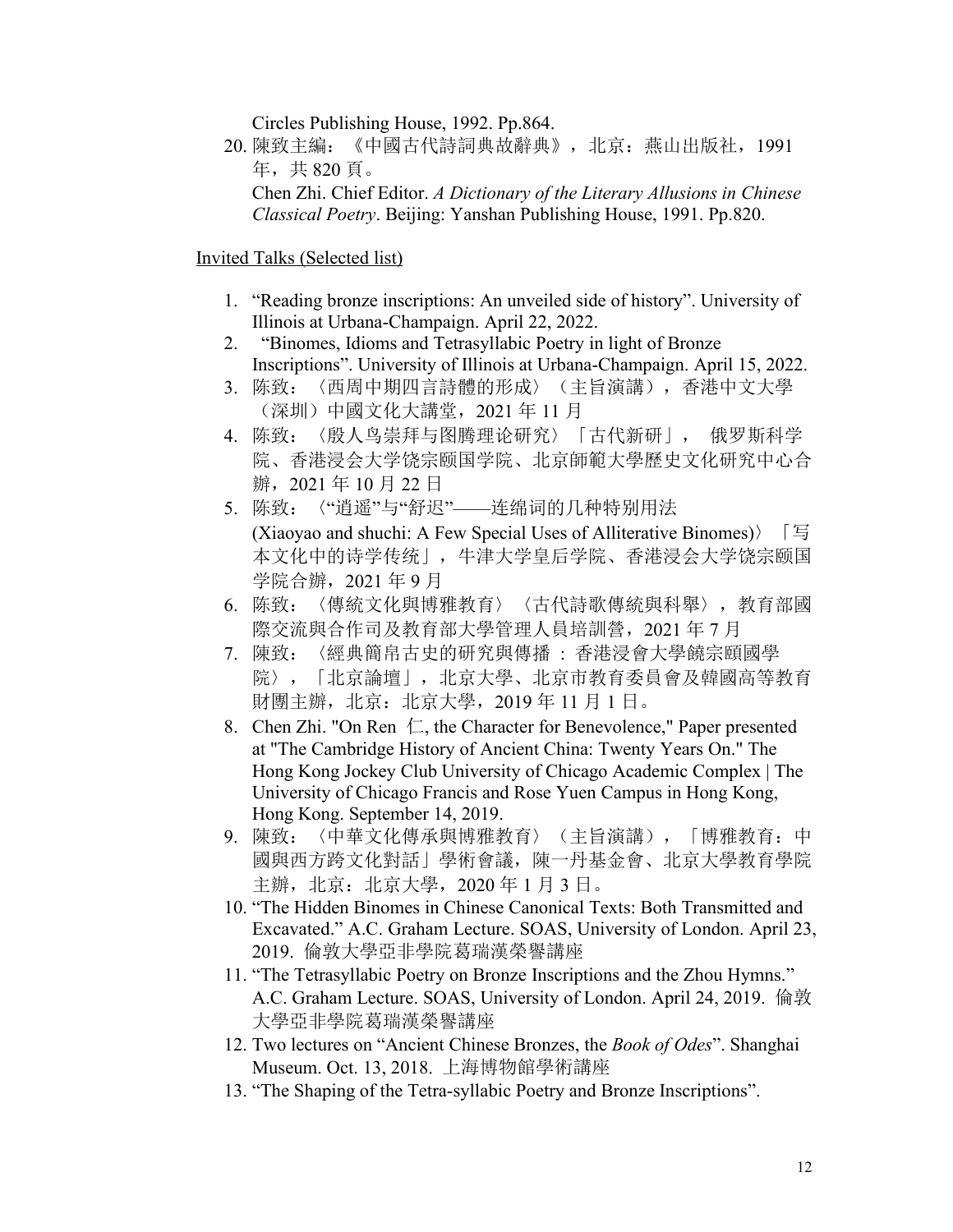Circles Publishing House, 1992. Pp.864.

20. 陳致主編：《中國古代詩詞典故辭典》，北京：燕山出版社，1991 年，共 820 頁。
    Chen Zhi. Chief Editor. *A Dictionary of the Literary Allusions in Chinese Classical Poetry*. Beijing: Yanshan Publishing House, 1991. Pp.820.

Invited Talks (Selected list)

1. "Reading bronze inscriptions: An unveiled side of history". University of Illinois at Urbana-Champaign. April 22, 2022.
2. "Binomes, Idioms and Tetrasyllabic Poetry in light of Bronze Inscriptions". University of Illinois at Urbana-Champaign. April 15, 2022.
3. 陈致：〈西周中期四言詩體的形成〉（主旨演講），香港中文大學（深圳）中國文化大講堂，2021 年 11 月
4. 陈致：〈殷人鸟崇拜与图腾理论研究〉「古代新研」， 俄罗斯科学院、香港浸会大学饶宗颐国学院、北京師範大學歷史文化研究中心合辦，2021 年 10 月 22 日
5. 陈致：〈"逍遥"与"舒迟"——连绵词的几种特别用法 (Xiaoyao and shuchi: A Few Special Uses of Alliterative Binomes)〉「写本文化中的诗学传统」，牛津大学皇后学院、香港浸会大学饶宗颐国学院合辦，2021 年 9 月
6. 陈致：〈傳統文化與博雅教育〉〈古代詩歌傳統與科舉〉，教育部國際交流與合作司及教育部大學管理人員培訓營，2021 年 7 月
7. 陳致：〈經典簡帛古史的研究與傳播 : 香港浸會大學饒宗頤國學院〉，「北京論壇」，北京大學、北京市教育委員會及韓國高等教育財團主辦，北京：北京大學，2019 年 11 月 1 日。
8. Chen Zhi. "On Ren 仁, the Character for Benevolence," Paper presented at "The Cambridge History of Ancient China: Twenty Years On." The Hong Kong Jockey Club University of Chicago Academic Complex | The University of Chicago Francis and Rose Yuen Campus in Hong Kong, Hong Kong. September 14, 2019.
9. 陳致：〈中華文化傳承與博雅教育〉（主旨演講），「博雅教育：中國與西方跨文化對話」學術會議，陳一丹基金會、北京大學教育學院主辦，北京：北京大學，2020 年 1 月 3 日。
10. "The Hidden Binomes in Chinese Canonical Texts: Both Transmitted and Excavated." A.C. Graham Lecture. SOAS, University of London. April 23, 2019. 倫敦大學亞非學院葛瑞漢榮譽講座
11. "The Tetrasyllabic Poetry on Bronze Inscriptions and the Zhou Hymns." A.C. Graham Lecture. SOAS, University of London. April 24, 2019. 倫敦大學亞非學院葛瑞漢榮譽講座
12. Two lectures on "Ancient Chinese Bronzes, the *Book of Odes*". Shanghai Museum. Oct. 13, 2018. 上海博物館學術講座
13. "The Shaping of the Tetra-syllabic Poetry and Bronze Inscriptions".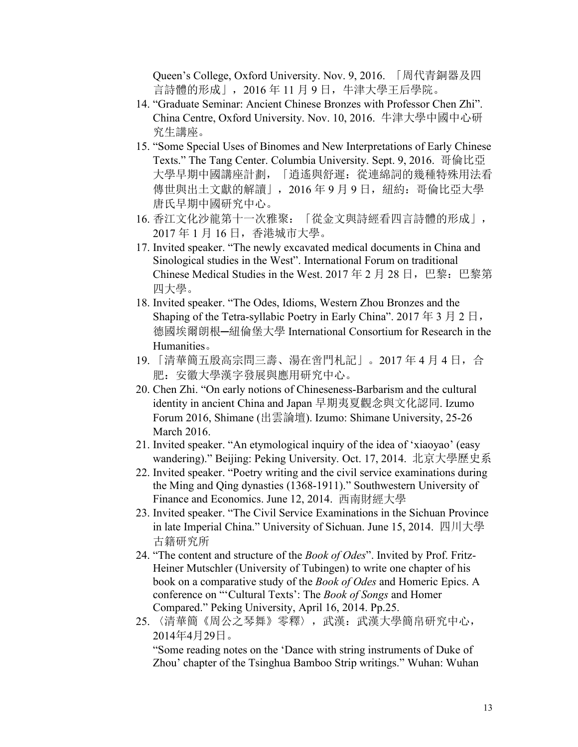Queen's College, Oxford University. Nov. 9, 2016. 「周代青銅器及四言詩體的形成」，2016 年 11 月 9 日，牛津大學王后學院。

14. "Graduate Seminar: Ancient Chinese Bronzes with Professor Chen Zhi". China Centre, Oxford University. Nov. 10, 2016. 牛津大學中國中心研究生講座。
15. "Some Special Uses of Binomes and New Interpretations of Early Chinese Texts." The Tang Center. Columbia University. Sept. 9, 2016. 哥倫比亞大學早期中國講座計劃，「逍遙與舒遲：從連綿詞的幾種特殊用法看傳世與出土文獻的解讀」，2016 年 9 月 9 日，紐約：哥倫比亞大學唐氏早期中國研究中心。
16. 香江文化沙龍第十一次雅聚：「從金文與詩經看四言詩體的形成」，2017 年 1 月 16 日，香港城市大學。
17. Invited speaker. "The newly excavated medical documents in China and Sinological studies in the West". International Forum on traditional Chinese Medical Studies in the West. 2017 年 2 月 28 日，巴黎：巴黎第四大學。
18. Invited speaker. "The Odes, Idioms, Western Zhou Bronzes and the Shaping of the Tetra-syllabic Poetry in Early China". 2017 年 3 月 2 日，德國埃爾朗根─紐倫堡大學 International Consortium for Research in the Humanities。
19. 「清華簡五殷高宗問三壽、湯在啻門札記」。2017 年 4 月 4 日，合肥：安徽大學漢字發展與應用研究中心。
20. Chen Zhi. "On early notions of Chineseness-Barbarism and the cultural identity in ancient China and Japan 早期夷夏觀念與文化認同. Izumo Forum 2016, Shimane (出雲論壇). Izumo: Shimane University, 25-26 March 2016.
21. Invited speaker. "An etymological inquiry of the idea of 'xiaoyao' (easy wandering)." Beijing: Peking University. Oct. 17, 2014. 北京大學歷史系
22. Invited speaker. "Poetry writing and the civil service examinations during the Ming and Qing dynasties (1368-1911)." Southwestern University of Finance and Economics. June 12, 2014. 西南財經大學
23. Invited speaker. "The Civil Service Examinations in the Sichuan Province in late Imperial China." University of Sichuan. June 15, 2014. 四川大學古籍研究所
24. "The content and structure of the *Book of Odes*". Invited by Prof. Fritz-Heiner Mutschler (University of Tubingen) to write one chapter of his book on a comparative study of the *Book of Odes* and Homeric Epics. A conference on "'Cultural Texts': The *Book of Songs* and Homer Compared." Peking University, April 16, 2014. Pp.25.
25. 〈清華簡《周公之琴舞》零釋〉，武漢：武漢大學簡帛研究中心，2014年4月29日。

    "Some reading notes on the 'Dance with string instruments of Duke of Zhou' chapter of the Tsinghua Bamboo Strip writings." Wuhan: Wuhan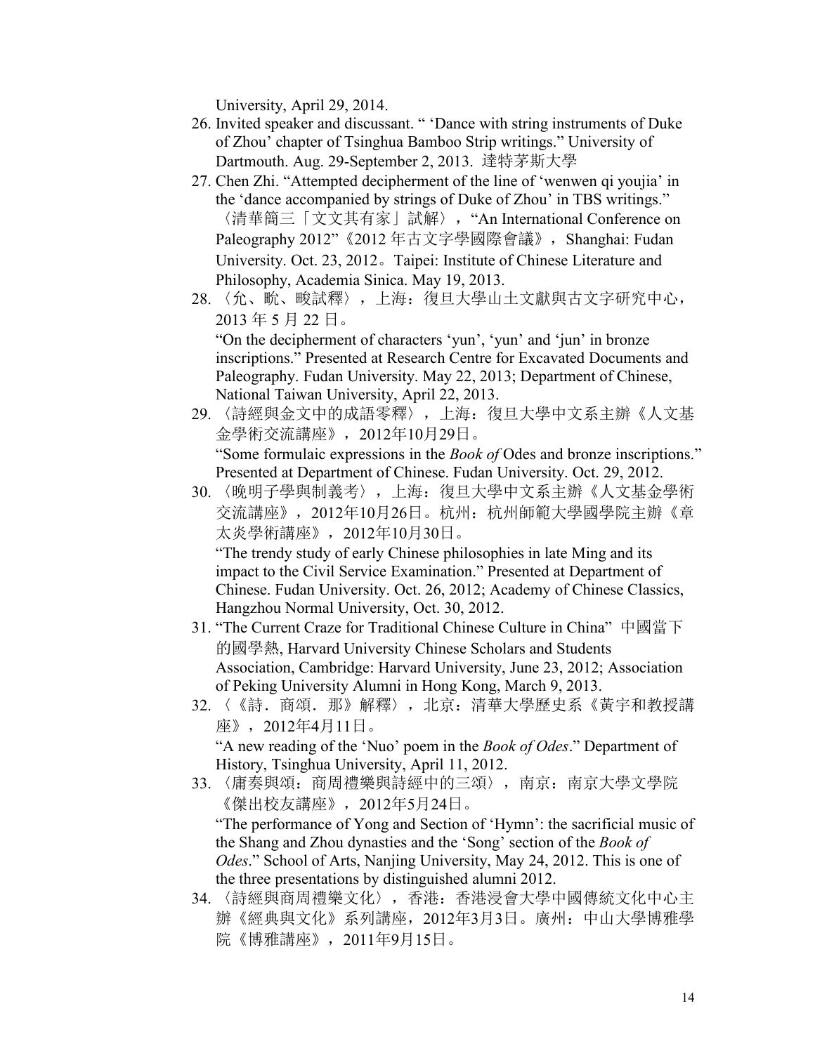University, April 29, 2014.

26. Invited speaker and discussant. " 'Dance with string instruments of Duke of Zhou' chapter of Tsinghua Bamboo Strip writings." University of Dartmouth. Aug. 29-September 2, 2013. 達特茅斯大學
27. Chen Zhi. "Attempted decipherment of the line of 'wenwen qi youjia' in the 'dance accompanied by strings of Duke of Zhou' in TBS writings." 〈清華簡三「文文其有家」試解〉, "An International Conference on Paleography 2012"《2012 年古文字學國際會議》, Shanghai: Fudan University. Oct. 23, 2012。Taipei: Institute of Chinese Literature and Philosophy, Academia Sinica. May 19, 2013.
28. 〈允、畇、畯試釋〉，上海：復旦大學出土文獻與古文字研究中心，2013 年 5 月 22 日。
   "On the decipherment of characters 'yun', 'yun' and 'jun' in bronze inscriptions." Presented at Research Centre for Excavated Documents and Paleography. Fudan University. May 22, 2013; Department of Chinese, National Taiwan University, April 22, 2013.
29. 〈詩經與金文中的成語零釋〉，上海：復旦大學中文系主辦《人文基金學術交流講座》，2012年10月29日。
   "Some formulaic expressions in the *Book of* Odes and bronze inscriptions." Presented at Department of Chinese. Fudan University. Oct. 29, 2012.
30. 〈晚明子學與制義考〉，上海：復旦大學中文系主辦《人文基金學術交流講座》，2012年10月26日。杭州：杭州師範大學國學院主辦《章太炎學術講座》，2012年10月30日。
   "The trendy study of early Chinese philosophies in late Ming and its impact to the Civil Service Examination." Presented at Department of Chinese. Fudan University. Oct. 26, 2012; Academy of Chinese Classics, Hangzhou Normal University, Oct. 30, 2012.
31. "The Current Craze for Traditional Chinese Culture in China" 中國當下的國學熱, Harvard University Chinese Scholars and Students Association, Cambridge: Harvard University, June 23, 2012; Association of Peking University Alumni in Hong Kong, March 9, 2013.
32. 〈《詩．商頌．那》解釋〉，北京：清華大學歷史系《黃宇和教授講座》，2012年4月11日。
   "A new reading of the 'Nuo' poem in the *Book of Odes*." Department of History, Tsinghua University, April 11, 2012.
33. 〈庸奏與頌：商周禮樂與詩經中的三頌〉，南京：南京大學文學院《傑出校友講座》，2012年5月24日。
   "The performance of Yong and Section of 'Hymn': the sacrificial music of the Shang and Zhou dynasties and the 'Song' section of the *Book of Odes*." School of Arts, Nanjing University, May 24, 2012. This is one of the three presentations by distinguished alumni 2012.
34. 〈詩經與商周禮樂文化〉，香港：香港浸會大學中國傳統文化中心主辦《經典與文化》系列講座，2012年3月3日。廣州：中山大學博雅學院《博雅講座》，2011年9月15日。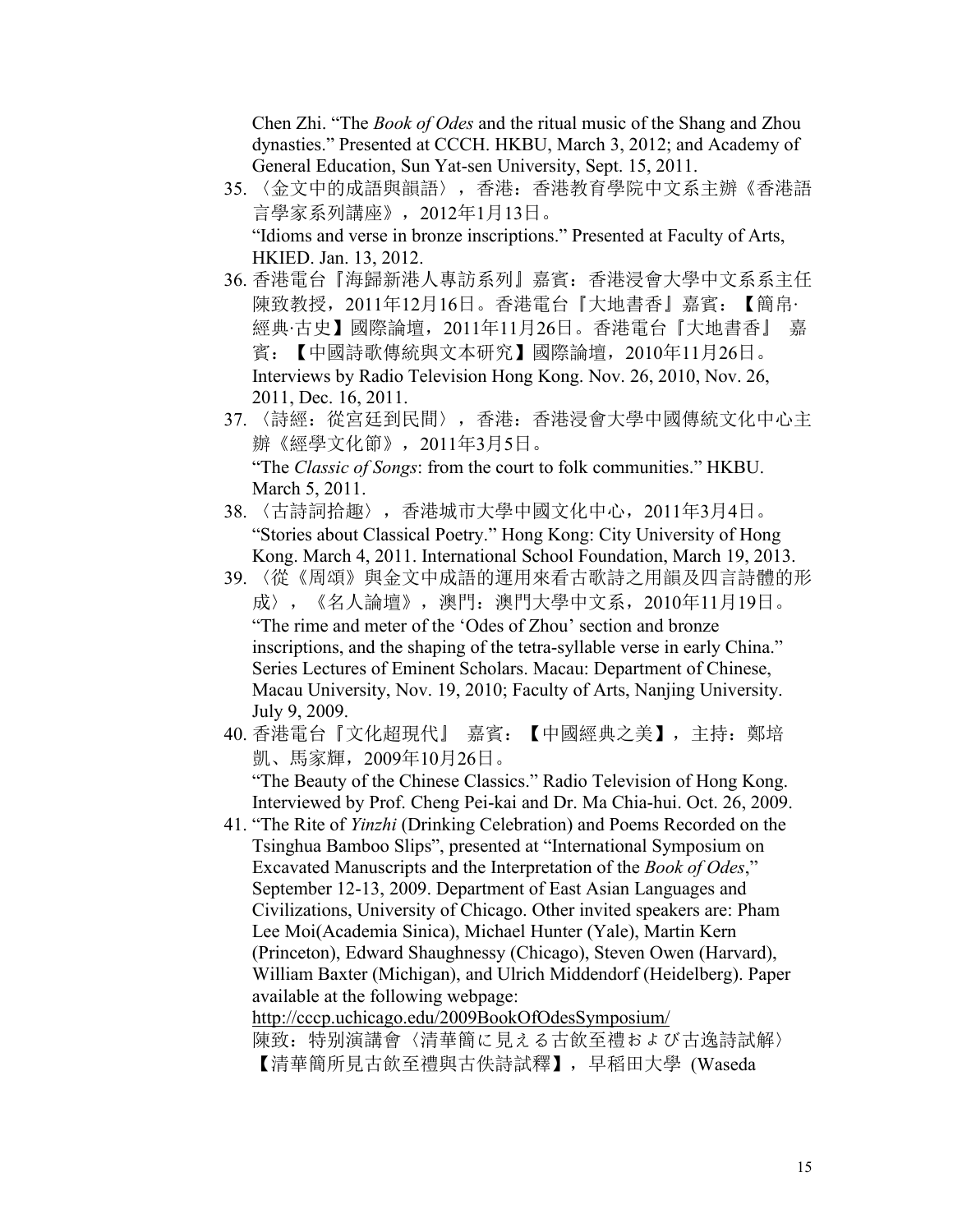Chen Zhi. "The *Book of Odes* and the ritual music of the Shang and Zhou dynasties." Presented at CCCH. HKBU, March 3, 2012; and Academy of General Education, Sun Yat-sen University, Sept. 15, 2011.

35. 〈金文中的成語與韻語〉，香港：香港教育學院中文系主辦《香港語言學家系列講座》，2012年1月13日。
"Idioms and verse in bronze inscriptions." Presented at Faculty of Arts, HKIED. Jan. 13, 2012.
36. 香港電台『海歸新港人專訪系列』嘉賓：香港浸會大學中文系系主任陳致教授，2011年12月16日。香港電台『大地書香』嘉賓：【簡帛·經典·古史】國際論壇，2011年11月26日。香港電台『大地書香』 嘉賓：【中國詩歌傳統與文本研究】國際論壇，2010年11月26日。
Interviews by Radio Television Hong Kong. Nov. 26, 2010, Nov. 26, 2011, Dec. 16, 2011.
37. 〈詩經：從宮廷到民間〉，香港：香港浸會大學中國傳統文化中心主辦《經學文化節》，2011年3月5日。
"The *Classic of Songs*: from the court to folk communities." HKBU. March 5, 2011.
38. 〈古詩詞拾趣〉，香港城市大學中國文化中心，2011年3月4日。
"Stories about Classical Poetry." Hong Kong: City University of Hong Kong. March 4, 2011. International School Foundation, March 19, 2013.
39. 〈從《周頌》與金文中成語的運用來看古歌詩之用韻及四言詩體的形成〉，《名人論壇》，澳門：澳門大學中文系，2010年11月19日。
"The rime and meter of the 'Odes of Zhou' section and bronze inscriptions, and the shaping of the tetra-syllable verse in early China." Series Lectures of Eminent Scholars. Macau: Department of Chinese, Macau University, Nov. 19, 2010; Faculty of Arts, Nanjing University. July 9, 2009.
40. 香港電台『文化超現代』 嘉賓：【中國經典之美】，主持：鄭培凱、馬家輝，2009年10月26日。
"The Beauty of the Chinese Classics." Radio Television of Hong Kong. Interviewed by Prof. Cheng Pei-kai and Dr. Ma Chia-hui. Oct. 26, 2009.
41. "The Rite of *Yinzhi* (Drinking Celebration) and Poems Recorded on the Tsinghua Bamboo Slips", presented at "International Symposium on Excavated Manuscripts and the Interpretation of the *Book of Odes*," September 12-13, 2009. Department of East Asian Languages and Civilizations, University of Chicago. Other invited speakers are: Pham Lee Moi(Academia Sinica), Michael Hunter (Yale), Martin Kern (Princeton), Edward Shaughnessy (Chicago), Steven Owen (Harvard), William Baxter (Michigan), and Ulrich Middendorf (Heidelberg). Paper available at the following webpage:
http://cccp.uchicago.edu/2009BookOfOdesSymposium/
陳致：特別演講會〈清華簡に見える古飲至禮および古逸詩試解〉【清華簡所見古飲至禮與古佚詩試釋】，早稻田大學 (Waseda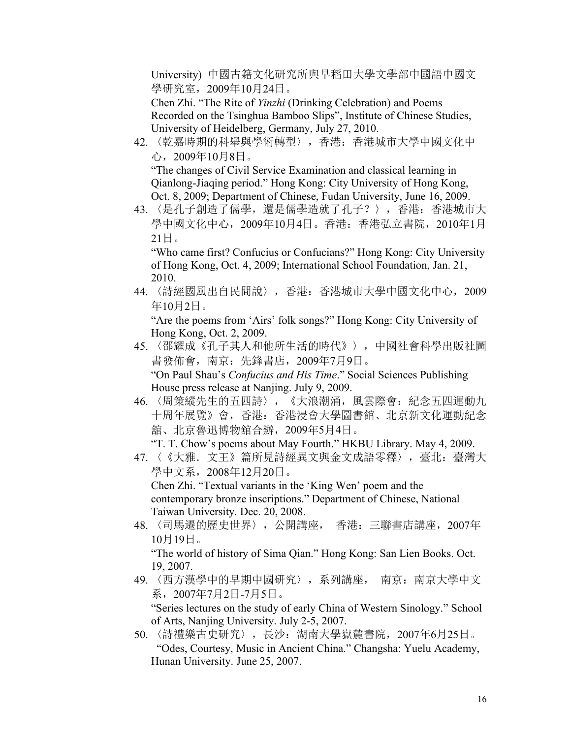University) 中國古籍文化研究所與早稻田大學文學部中國語中國文學研究室，2009年10月24日。

Chen Zhi. “The Rite of *Yinzhi* (Drinking Celebration) and Poems Recorded on the Tsinghua Bamboo Slips”, Institute of Chinese Studies, University of Heidelberg, Germany, July 27, 2010.

42. 〈乾嘉時期的科舉與學術轉型〉，香港：香港城市大學中國文化中心，2009年10月8日。
    “The changes of Civil Service Examination and classical learning in Qianlong-Jiaqing period.” Hong Kong: City University of Hong Kong, Oct. 8, 2009; Department of Chinese, Fudan University, June 16, 2009.
43. 〈是孔子創造了儒學，還是儒學造就了孔子？〉，香港：香港城市大學中國文化中心，2009年10月4日。香港：香港弘立書院，2010年1月21日。
    “Who came first? Confucius or Confucians?” Hong Kong: City University of Hong Kong, Oct. 4, 2009; International School Foundation, Jan. 21, 2010.
44. 〈詩經國風出自民間說〉，香港：香港城市大學中國文化中心，2009年10月2日。
    “Are the poems from ‘Airs’ folk songs?” Hong Kong: City University of Hong Kong, Oct. 2, 2009.
45. 〈邵耀成《孔子其人和他所生活的時代》〉，中國社會科學出版社圖書發佈會，南京：先鋒書店，2009年7月9日。
    “On Paul Shau’s *Confucius and His Time*.” Social Sciences Publishing House press release at Nanjing. July 9, 2009.
46. 〈周策縱先生的五四詩〉，《大浪潮涌，風雲際會：紀念五四運動九十周年展覽》會，香港：香港浸會大學圖書館、北京新文化運動紀念館、北京魯迅博物館合辦，2009年5月4日。
    “T. T. Chow’s poems about May Fourth.” HKBU Library. May 4, 2009.
47. 〈《大雅．文王》篇所見詩經異文與金文成語零釋〉，臺北：臺灣大學中文系，2008年12月20日。
    Chen Zhi. “Textual variants in the ‘King Wen’ poem and the contemporary bronze inscriptions.” Department of Chinese, National Taiwan University. Dec. 20, 2008.
48. 〈司馬遷的歷史世界〉，公開講座， 香港：三聯書店講座，2007年10月19日。
    “The world of history of Sima Qian.” Hong Kong: San Lien Books. Oct. 19, 2007.
49. 〈西方漢學中的早期中國研究〉，系列講座， 南京：南京大學中文系，2007年7月2日-7月5日。
    “Series lectures on the study of early China of Western Sinology.” School of Arts, Nanjing University. July 2-5, 2007.
50. 〈詩禮樂古史研究〉，長沙：湖南大學嶽麓書院，2007年6月25日。
    “Odes, Courtesy, Music in Ancient China.” Changsha: Yuelu Academy, Hunan University. June 25, 2007.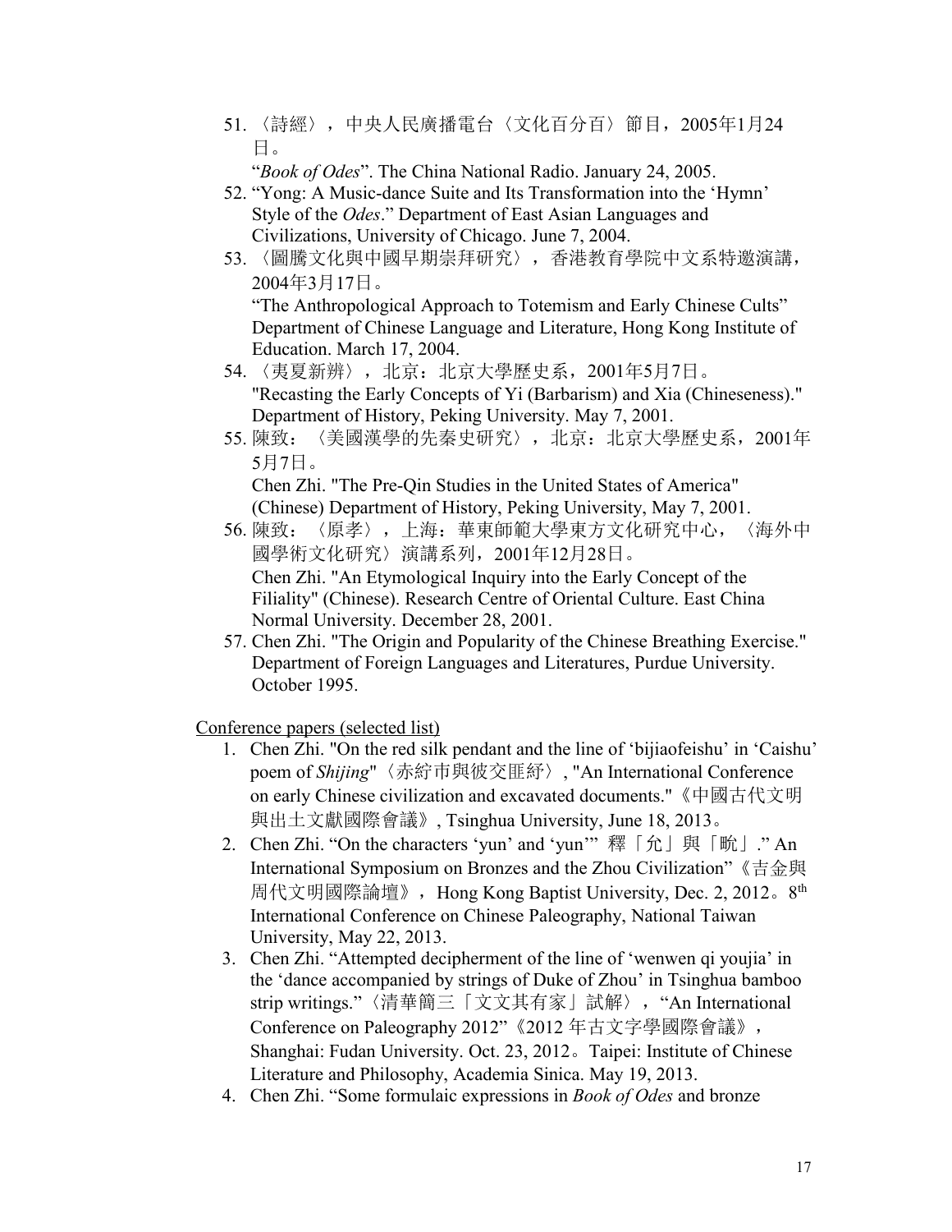51. 〈詩經〉，中央人民廣播電台〈文化百分百〉節目，2005年1月24日。
    "*Book of Odes*". The China National Radio. January 24, 2005.
52. "Yong: A Music-dance Suite and Its Transformation into the 'Hymn' Style of the *Odes*." Department of East Asian Languages and Civilizations, University of Chicago. June 7, 2004.
53. 〈圖騰文化與中國早期崇拜研究〉，香港教育學院中文系特邀演講，2004年3月17日。
    "The Anthropological Approach to Totemism and Early Chinese Cults" Department of Chinese Language and Literature, Hong Kong Institute of Education. March 17, 2004.
54. 〈夷夏新辨〉，北京：北京大學歷史系，2001年5月7日。
    "Recasting the Early Concepts of Yi (Barbarism) and Xia (Chineseness)." Department of History, Peking University. May 7, 2001.
55. 陳致：〈美國漢學的先秦史研究〉，北京：北京大學歷史系，2001年5月7日。
    Chen Zhi. "The Pre-Qin Studies in the United States of America" (Chinese) Department of History, Peking University, May 7, 2001.
56. 陳致：〈原孝〉，上海：華東師範大學東方文化研究中心，〈海外中國學術文化研究〉演講系列，2001年12月28日。
    Chen Zhi. "An Etymological Inquiry into the Early Concept of the Filiality" (Chinese). Research Centre of Oriental Culture. East China Normal University. December 28, 2001.
57. Chen Zhi. "The Origin and Popularity of the Chinese Breathing Exercise." Department of Foreign Languages and Literatures, Purdue University. October 1995.

Conference papers (selected list)

1. Chen Zhi. "On the red silk pendant and the line of 'bijiaofeishu' in 'Caishu' poem of *Shijing*"〈赤紼市與彼交匪紓〉, "An International Conference on early Chinese civilization and excavated documents."《中國古代文明與出土文獻國際會議》, Tsinghua University, June 18, 2013。
2. Chen Zhi. "On the characters 'yun' and 'yun'" 釋「允」與「畹」." An International Symposium on Bronzes and the Zhou Civilization"《吉金與周代文明國際論壇》，Hong Kong Baptist University, Dec. 2, 2012。8th International Conference on Chinese Paleography, National Taiwan University, May 22, 2013.
3. Chen Zhi. "Attempted decipherment of the line of 'wenwen qi youjia' in the 'dance accompanied by strings of Duke of Zhou' in Tsinghua bamboo strip writings."〈清華簡三「文文其有家」試解〉，"An International Conference on Paleography 2012"《2012 年古文字學國際會議》，Shanghai: Fudan University. Oct. 23, 2012。Taipei: Institute of Chinese Literature and Philosophy, Academia Sinica. May 19, 2013.
4. Chen Zhi. "Some formulaic expressions in *Book of Odes* and bronze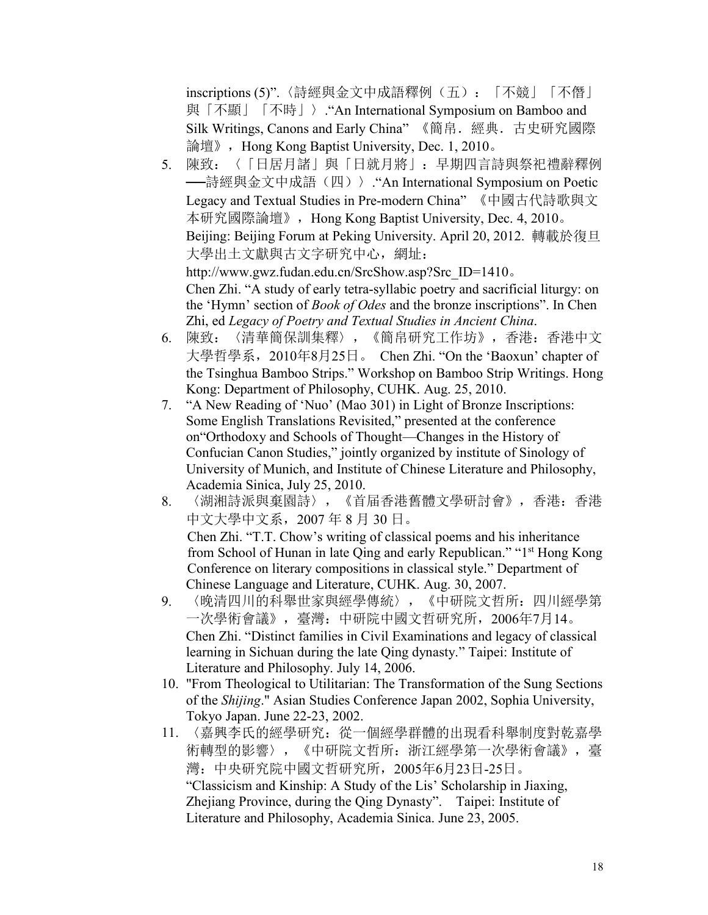inscriptions (5)”.〈詩經與金文中成語釋例（五）：「不競」「不僭」與「不顯」「不時」〉.“An International Symposium on Bamboo and Silk Writings, Canons and Early China” 《簡帛．經典．古史研究國際論壇》，Hong Kong Baptist University, Dec. 1, 2010。

5. 陳致：〈「日居月諸」與「日就月將」：早期四言詩與祭祀禮辭釋例──詩經與金文中成語（四）〉.“An International Symposium on Poetic Legacy and Textual Studies in Pre-modern China” 《中國古代詩歌與文本研究國際論壇》，Hong Kong Baptist University, Dec. 4, 2010。Beijing: Beijing Forum at Peking University. April 20, 2012. 轉載於復旦大學出土文獻與古文字研究中心，網址：http://www.gwz.fudan.edu.cn/SrcShow.asp?Src_ID=1410。
   Chen Zhi. “A study of early tetra-syllabic poetry and sacrificial liturgy: on the ‘Hymn’ section of *Book of Odes* and the bronze inscriptions”. In Chen Zhi, ed *Legacy of Poetry and Textual Studies in Ancient China*.
6. 陳致：〈清華簡保訓集釋〉，《簡帛研究工作坊》，香港：香港中文大學哲學系，2010年8月25日。 Chen Zhi. “On the ‘Baoxun’ chapter of the Tsinghua Bamboo Strips.” Workshop on Bamboo Strip Writings. Hong Kong: Department of Philosophy, CUHK. Aug. 25, 2010.
7. “A New Reading of ‘Nuo’ (Mao 301) in Light of Bronze Inscriptions: Some English Translations Revisited,” presented at the conference on“Orthodoxy and Schools of Thought—Changes in the History of Confucian Canon Studies,” jointly organized by institute of Sinology of University of Munich, and Institute of Chinese Literature and Philosophy, Academia Sinica, July 25, 2010.
8. 〈湖湘詩派與棄園詩〉，《首屆香港舊體文學研討會》，香港：香港中文大學中文系，2007 年 8 月 30 日。
   Chen Zhi. “T.T. Chow’s writing of classical poems and his inheritance from School of Hunan in late Qing and early Republican.” “1st Hong Kong Conference on literary compositions in classical style.” Department of Chinese Language and Literature, CUHK. Aug. 30, 2007.
9. 〈晚清四川的科舉世家與經學傳統〉，《中研院文哲所：四川經學第一次學術會議》，臺灣：中研院中國文哲研究所，2006年7月14。
   Chen Zhi. “Distinct families in Civil Examinations and legacy of classical learning in Sichuan during the late Qing dynasty.” Taipei: Institute of Literature and Philosophy. July 14, 2006.
10. "From Theological to Utilitarian: The Transformation of the Sung Sections of the *Shijing*." Asian Studies Conference Japan 2002, Sophia University, Tokyo Japan. June 22-23, 2002.
11. 〈嘉興李氏的經學研究：從一個經學群體的出現看科舉制度對乾嘉學術轉型的影響〉，《中研院文哲所：浙江經學第一次學術會議》，臺灣：中央研究院中國文哲研究所，2005年6月23日-25日。
    “Classicism and Kinship: A Study of the Lis’ Scholarship in Jiaxing, Zhejiang Province, during the Qing Dynasty”. Taipei: Institute of Literature and Philosophy, Academia Sinica. June 23, 2005.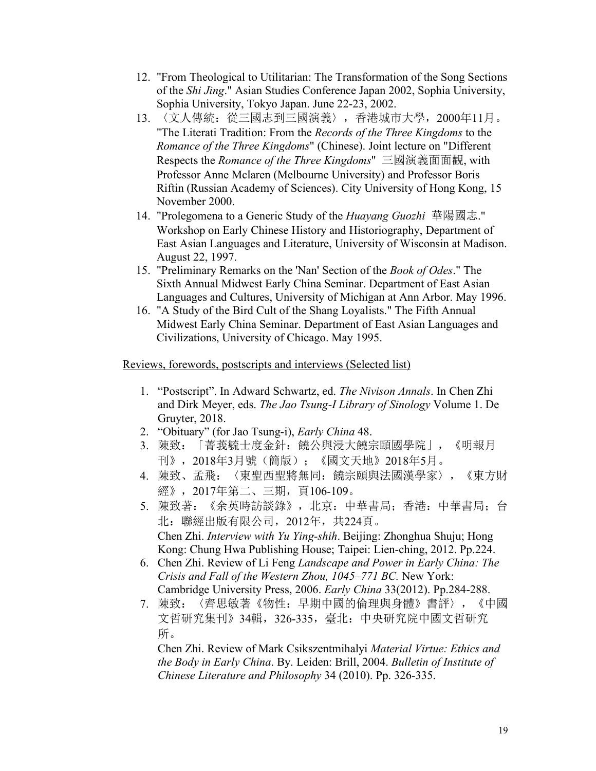12. "From Theological to Utilitarian: The Transformation of the Song Sections of the *Shi Jing*." Asian Studies Conference Japan 2002, Sophia University, Sophia University, Tokyo Japan. June 22-23, 2002.
13. 〈文人傳統：從三國志到三國演義〉，香港城市大學，2000年11月。"The Literati Tradition: From the *Records of the Three Kingdoms* to the *Romance of the Three Kingdoms*" (Chinese). Joint lecture on "Different Respects the *Romance of the Three Kingdoms*" 三國演義面面觀, with Professor Anne Mclaren (Melbourne University) and Professor Boris Riftin (Russian Academy of Sciences). City University of Hong Kong, 15 November 2000.
14. "Prolegomena to a Generic Study of the *Huayang Guozhi* 華陽國志." Workshop on Early Chinese History and Historiography, Department of East Asian Languages and Literature, University of Wisconsin at Madison. August 22, 1997.
15. "Preliminary Remarks on the 'Nan' Section of the *Book of Odes*." The Sixth Annual Midwest Early China Seminar. Department of East Asian Languages and Cultures, University of Michigan at Ann Arbor. May 1996.
16. "A Study of the Bird Cult of the Shang Loyalists." The Fifth Annual Midwest Early China Seminar. Department of East Asian Languages and Civilizations, University of Chicago. May 1995.

Reviews, forewords, postscripts and interviews (Selected list)

1. "Postscript". In Adward Schwartz, ed. *The Nivison Annals*. In Chen Zhi and Dirk Meyer, eds. *The Jao Tsung-I Library of Sinology* Volume 1. De Gruyter, 2018.
2. "Obituary" (for Jao Tsung-i), *Early China* 48.
3. 陳致：「菁莪毓士度金針：饒公與浸大饒宗頤國學院」，《明報月刊》，2018年3月號（簡版）；《國文天地》2018年5月。
4. 陳致、孟飛：〈東聖西聖將無同：饒宗頤與法國漢學家〉，《東方財經》，2017年第二、三期，頁106-109。
5. 陳致著：《余英時訪談錄》，北京：中華書局；香港：中華書局；台北：聯經出版有限公司，2012年，共224頁。
   Chen Zhi. *Interview with Yu Ying-shih*. Beijing: Zhonghua Shuju; Hong Kong: Chung Hwa Publishing House; Taipei: Lien-ching, 2012. Pp.224.
6. Chen Zhi. Review of Li Feng *Landscape and Power in Early China: The Crisis and Fall of the Western Zhou, 1045–771 BC.* New York: Cambridge University Press, 2006. *Early China* 33(2012). Pp.284-288.
7. 陳致：〈齊思敏著《物性：早期中國的倫理與身體》書評〉，《中國文哲研究集刊》34輯，326-335，臺北：中央研究院中國文哲研究所。
   Chen Zhi. Review of Mark Csikszentmihalyi *Material Virtue: Ethics and the Body in Early China*. By. Leiden: Brill, 2004. *Bulletin of Institute of Chinese Literature and Philosophy* 34 (2010). Pp. 326-335.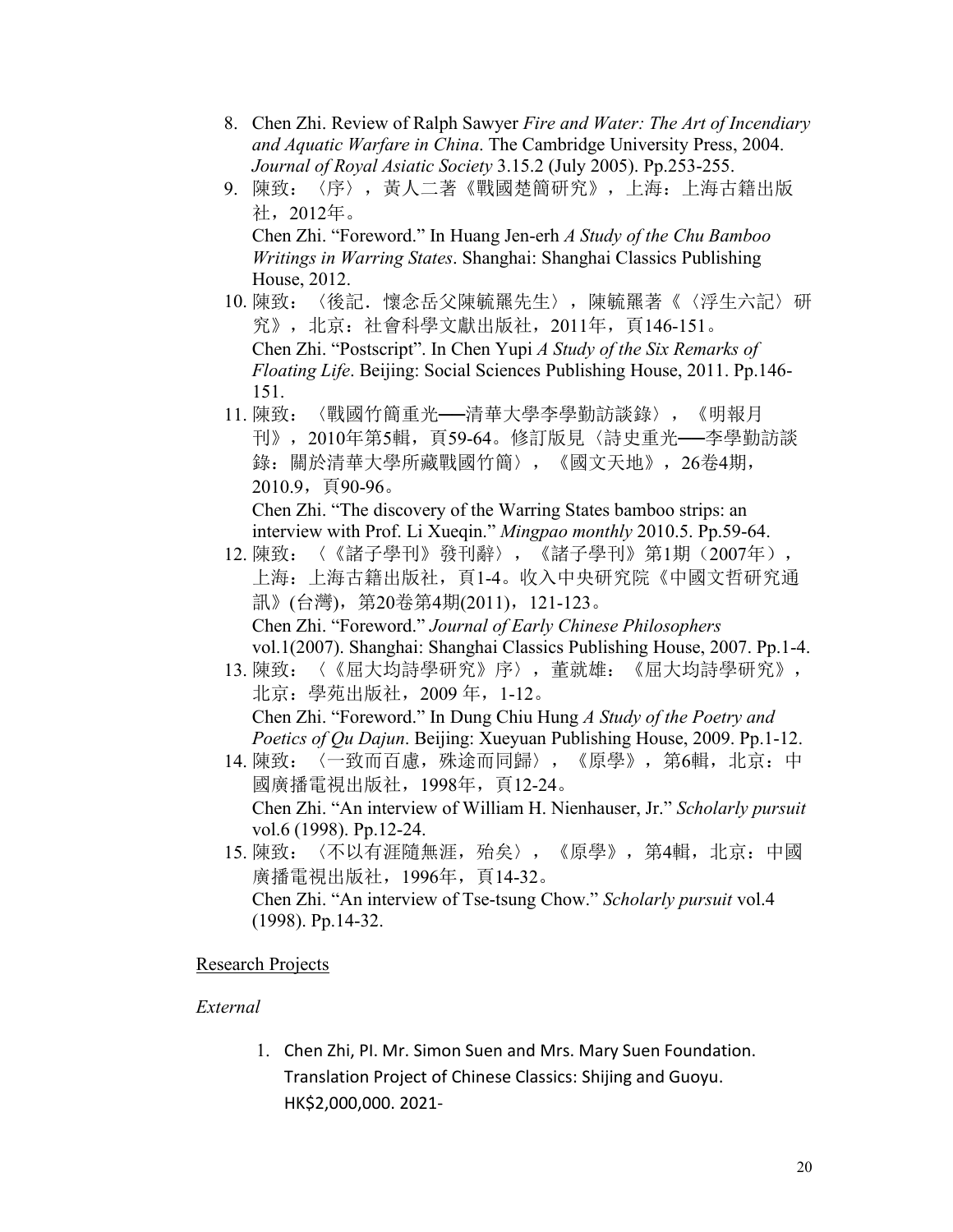8. Chen Zhi. Review of Ralph Sawyer *Fire and Water: The Art of Incendiary and Aquatic Warfare in China*. The Cambridge University Press, 2004. *Journal of Royal Asiatic Society* 3.15.2 (July 2005). Pp.253-255.
9. 陳致：〈序〉，黃人二著《戰國楚簡研究》，上海：上海古籍出版社，2012年。
   Chen Zhi. “Foreword.” In Huang Jen-erh *A Study of the Chu Bamboo Writings in Warring States*. Shanghai: Shanghai Classics Publishing House, 2012.
10. 陳致：〈後記．懷念岳父陳毓羆先生〉，陳毓羆著《〈浮生六記〉研究》，北京：社會科學文獻出版社，2011年，頁146-151。
    Chen Zhi. “Postscript”. In Chen Yupi *A Study of the Six Remarks of Floating Life*. Beijing: Social Sciences Publishing House, 2011. Pp.146-151.
11. 陳致：〈戰國竹簡重光──清華大學李學勤訪談錄〉，《明報月刊》，2010年第5輯，頁59-64。修訂版見〈詩史重光──李學勤訪談錄：關於清華大學所藏戰國竹簡〉，《國文天地》，26卷4期，2010.9，頁90-96。
    Chen Zhi. “The discovery of the Warring States bamboo strips: an interview with Prof. Li Xueqin.” *Mingpao monthly* 2010.5. Pp.59-64.
12. 陳致：〈《諸子學刊》發刊辭〉，《諸子學刊》第1期（2007年），上海：上海古籍出版社，頁1-4。收入中央研究院《中國文哲研究通訊》(台灣)，第20卷第4期(2011)，121-123。
    Chen Zhi. “Foreword.” *Journal of Early Chinese Philosophers* vol.1(2007). Shanghai: Shanghai Classics Publishing House, 2007. Pp.1-4.
13. 陳致：〈《屈大均詩學研究》序〉，董就雄：《屈大均詩學研究》，北京：學苑出版社，2009 年，1-12。
    Chen Zhi. “Foreword.” In Dung Chiu Hung *A Study of the Poetry and Poetics of Qu Dajun*. Beijing: Xueyuan Publishing House, 2009. Pp.1-12.
14. 陳致：〈一致而百慮，殊途而同歸〉，《原學》，第6輯，北京：中國廣播電視出版社，1998年，頁12-24。
    Chen Zhi. “An interview of William H. Nienhauser, Jr.” *Scholarly pursuit* vol.6 (1998). Pp.12-24.
15. 陳致：〈不以有涯隨無涯，殆矣〉，《原學》，第4輯，北京：中國廣播電視出版社，1996年，頁14-32。
    Chen Zhi. “An interview of Tse-tsung Chow.” *Scholarly pursuit* vol.4 (1998). Pp.14-32.

Research Projects

*External*

1. Chen Zhi, PI. Mr. Simon Suen and Mrs. Mary Suen Foundation. Translation Project of Chinese Classics: Shijing and Guoyu. HK$2,000,000. 2021-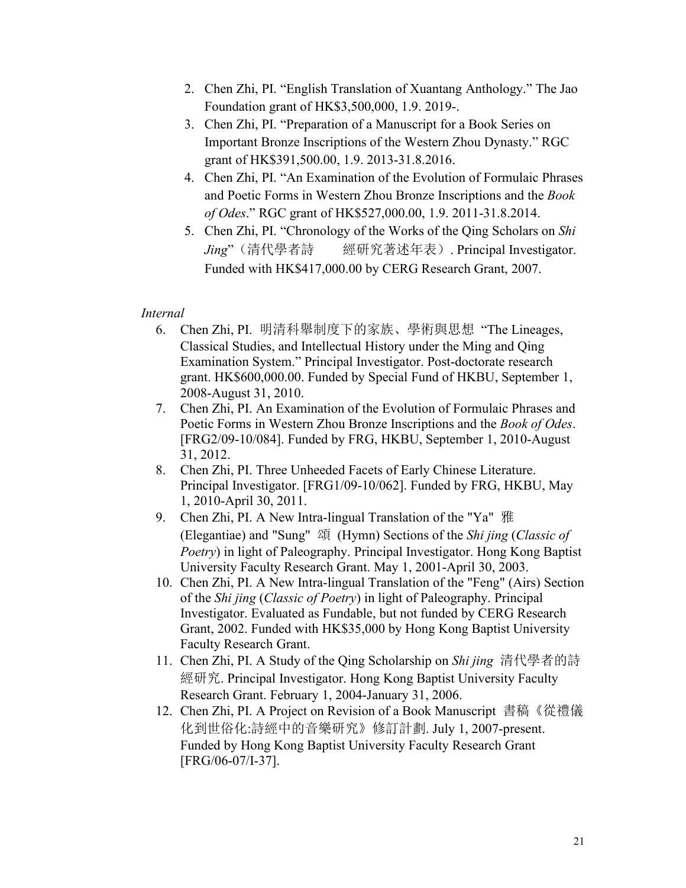2. Chen Zhi, PI. "English Translation of Xuantang Anthology." The Jao Foundation grant of HK$3,500,000, 1.9. 2019-.
3. Chen Zhi, PI. "Preparation of a Manuscript for a Book Series on Important Bronze Inscriptions of the Western Zhou Dynasty." RGC grant of HK$391,500.00, 1.9. 2013-31.8.2016.
4. Chen Zhi, PI. "An Examination of the Evolution of Formulaic Phrases and Poetic Forms in Western Zhou Bronze Inscriptions and the *Book of Odes*." RGC grant of HK$527,000.00, 1.9. 2011-31.8.2014.
5. Chen Zhi, PI. "Chronology of the Works of the Qing Scholars on *Shi Jing*"（清代學者詩　　經研究著述年表）. Principal Investigator. Funded with HK$417,000.00 by CERG Research Grant, 2007.

*Internal*

6. Chen Zhi, PI. 明清科舉制度下的家族、學術與思想 "The Lineages, Classical Studies, and Intellectual History under the Ming and Qing Examination System." Principal Investigator. Post-doctorate research grant. HK$600,000.00. Funded by Special Fund of HKBU, September 1, 2008-August 31, 2010.
7. Chen Zhi, PI. An Examination of the Evolution of Formulaic Phrases and Poetic Forms in Western Zhou Bronze Inscriptions and the *Book of Odes*. [FRG2/09-10/084]. Funded by FRG, HKBU, September 1, 2010-August 31, 2012.
8. Chen Zhi, PI. Three Unheeded Facets of Early Chinese Literature. Principal Investigator. [FRG1/09-10/062]. Funded by FRG, HKBU, May 1, 2010-April 30, 2011.
9. Chen Zhi, PI. A New Intra-lingual Translation of the "Ya" 雅 (Elegantiae) and "Sung" 頌 (Hymn) Sections of the *Shi jing* (*Classic of Poetry*) in light of Paleography. Principal Investigator. Hong Kong Baptist University Faculty Research Grant. May 1, 2001-April 30, 2003.
10. Chen Zhi, PI. A New Intra-lingual Translation of the "Feng" (Airs) Section of the *Shi jing* (*Classic of Poetry*) in light of Paleography. Principal Investigator. Evaluated as Fundable, but not funded by CERG Research Grant, 2002. Funded with HK$35,000 by Hong Kong Baptist University Faculty Research Grant.
11. Chen Zhi, PI. A Study of the Qing Scholarship on *Shi jing* 清代學者的詩經研究. Principal Investigator. Hong Kong Baptist University Faculty Research Grant. February 1, 2004-January 31, 2006.
12. Chen Zhi, PI. A Project on Revision of a Book Manuscript 書稿《從禮儀化到世俗化:詩經中的音樂研究》修訂計劃. July 1, 2007-present. Funded by Hong Kong Baptist University Faculty Research Grant [FRG/06-07/I-37].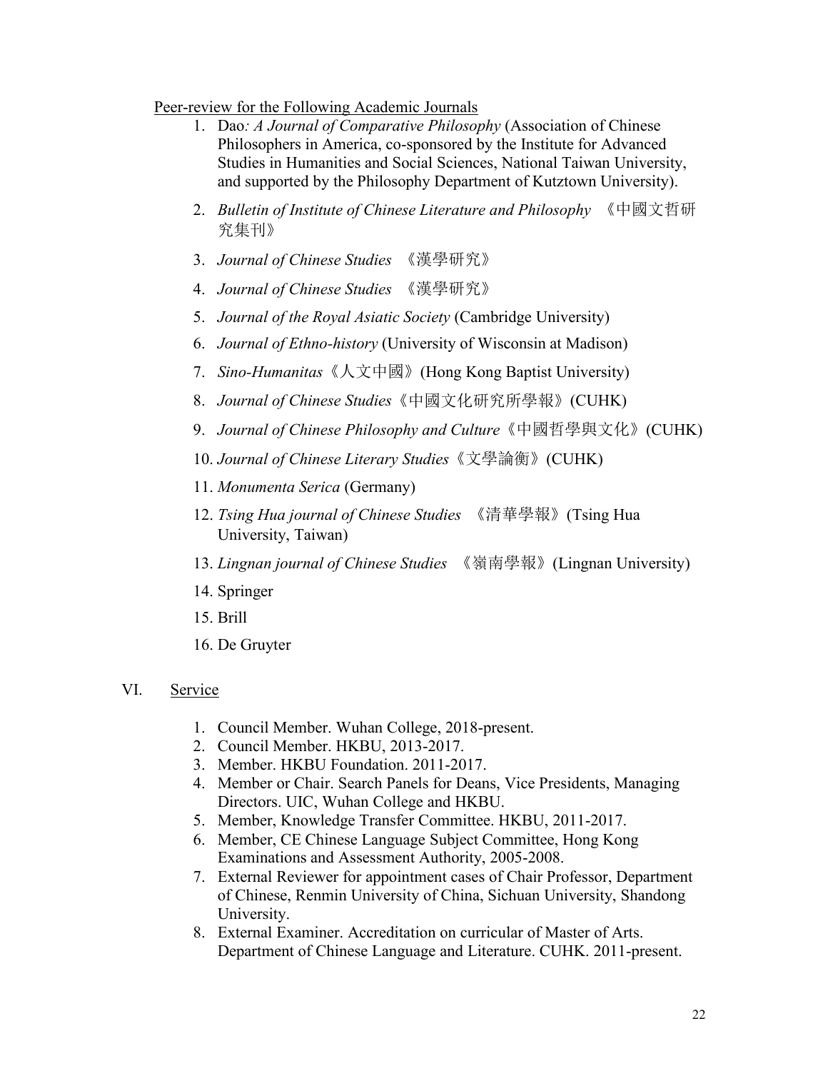Peer-review for the Following Academic Journals

1. Dao*: A Journal of Comparative Philosophy* (Association of Chinese Philosophers in America, co-sponsored by the Institute for Advanced Studies in Humanities and Social Sciences, National Taiwan University, and supported by the Philosophy Department of Kutztown University).
2. *Bulletin of Institute of Chinese Literature and Philosophy* 《中國文哲研究集刊》
3. *Journal of Chinese Studies* 《漢學研究》
4. *Journal of Chinese Studies* 《漢學研究》
5. *Journal of the Royal Asiatic Society* (Cambridge University)
6. *Journal of Ethno-history* (University of Wisconsin at Madison)
7. *Sino-Humanitas*《人文中國》(Hong Kong Baptist University)
8. *Journal of Chinese Studies*《中國文化研究所學報》(CUHK)
9. *Journal of Chinese Philosophy and Culture*《中國哲學與文化》(CUHK)
10. *Journal of Chinese Literary Studies*《文學論衡》(CUHK)
11. *Monumenta Serica* (Germany)
12. *Tsing Hua journal of Chinese Studies* 《清華學報》(Tsing Hua University, Taiwan)
13. *Lingnan journal of Chinese Studies* 《嶺南學報》(Lingnan University)
14. Springer
15. Brill
16. De Gruyter

## VI. Service

1. Council Member. Wuhan College, 2018-present.
2. Council Member. HKBU, 2013-2017.
3. Member. HKBU Foundation. 2011-2017.
4. Member or Chair. Search Panels for Deans, Vice Presidents, Managing Directors. UIC, Wuhan College and HKBU.
5. Member, Knowledge Transfer Committee. HKBU, 2011-2017.
6. Member, CE Chinese Language Subject Committee, Hong Kong Examinations and Assessment Authority, 2005-2008.
7. External Reviewer for appointment cases of Chair Professor, Department of Chinese, Renmin University of China, Sichuan University, Shandong University.
8. External Examiner. Accreditation on curricular of Master of Arts. Department of Chinese Language and Literature. CUHK. 2011-present.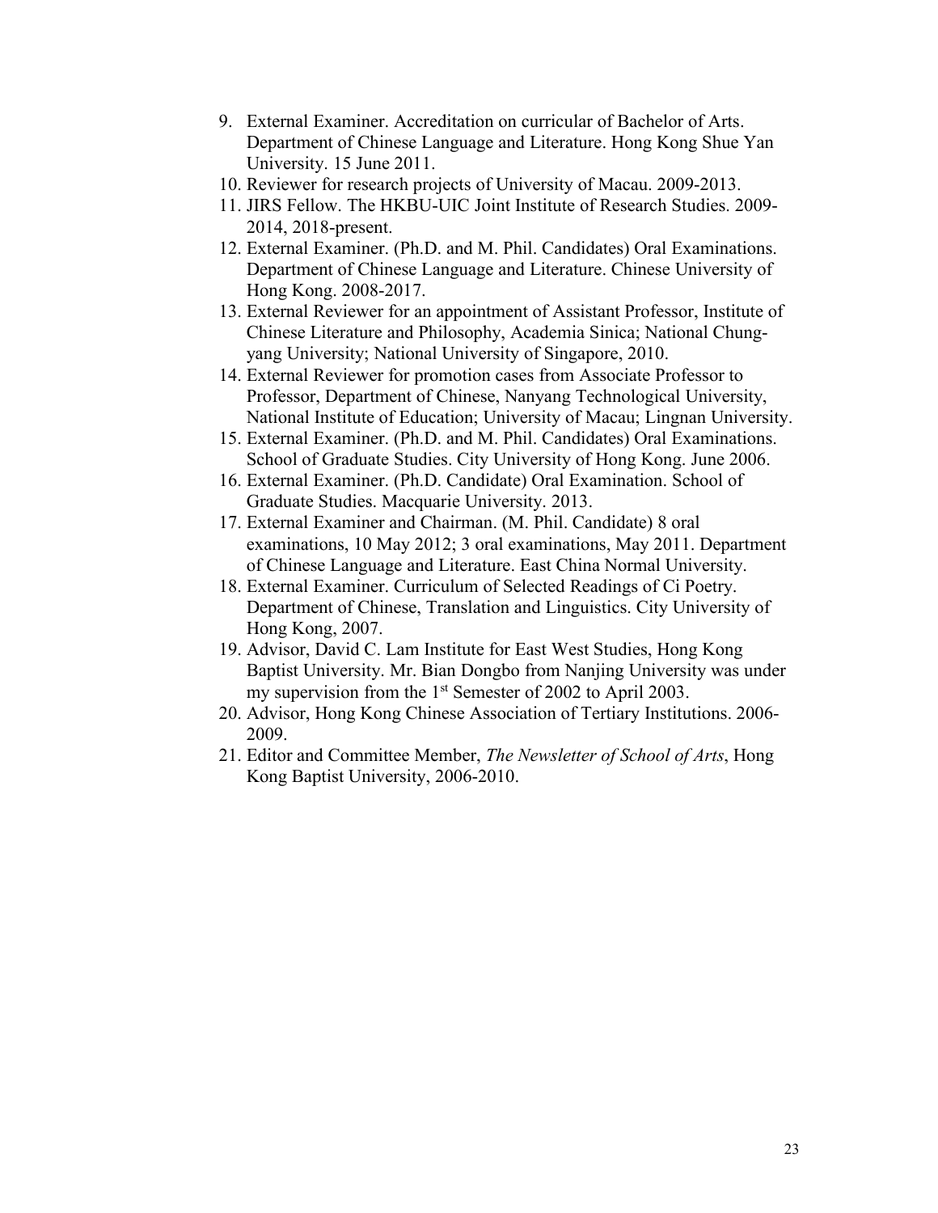9. External Examiner. Accreditation on curricular of Bachelor of Arts. Department of Chinese Language and Literature. Hong Kong Shue Yan University. 15 June 2011.
10. Reviewer for research projects of University of Macau. 2009-2013.
11. JIRS Fellow. The HKBU-UIC Joint Institute of Research Studies. 2009-2014, 2018-present.
12. External Examiner. (Ph.D. and M. Phil. Candidates) Oral Examinations. Department of Chinese Language and Literature. Chinese University of Hong Kong. 2008-2017.
13. External Reviewer for an appointment of Assistant Professor, Institute of Chinese Literature and Philosophy, Academia Sinica; National Chung-yang University; National University of Singapore, 2010.
14. External Reviewer for promotion cases from Associate Professor to Professor, Department of Chinese, Nanyang Technological University, National Institute of Education; University of Macau; Lingnan University.
15. External Examiner. (Ph.D. and M. Phil. Candidates) Oral Examinations. School of Graduate Studies. City University of Hong Kong. June 2006.
16. External Examiner. (Ph.D. Candidate) Oral Examination. School of Graduate Studies. Macquarie University. 2013.
17. External Examiner and Chairman. (M. Phil. Candidate) 8 oral examinations, 10 May 2012; 3 oral examinations, May 2011. Department of Chinese Language and Literature. East China Normal University.
18. External Examiner. Curriculum of Selected Readings of Ci Poetry. Department of Chinese, Translation and Linguistics. City University of Hong Kong, 2007.
19. Advisor, David C. Lam Institute for East West Studies, Hong Kong Baptist University. Mr. Bian Dongbo from Nanjing University was under my supervision from the 1st Semester of 2002 to April 2003.
20. Advisor, Hong Kong Chinese Association of Tertiary Institutions. 2006-2009.
21. Editor and Committee Member, *The Newsletter of School of Arts*, Hong Kong Baptist University, 2006-2010.